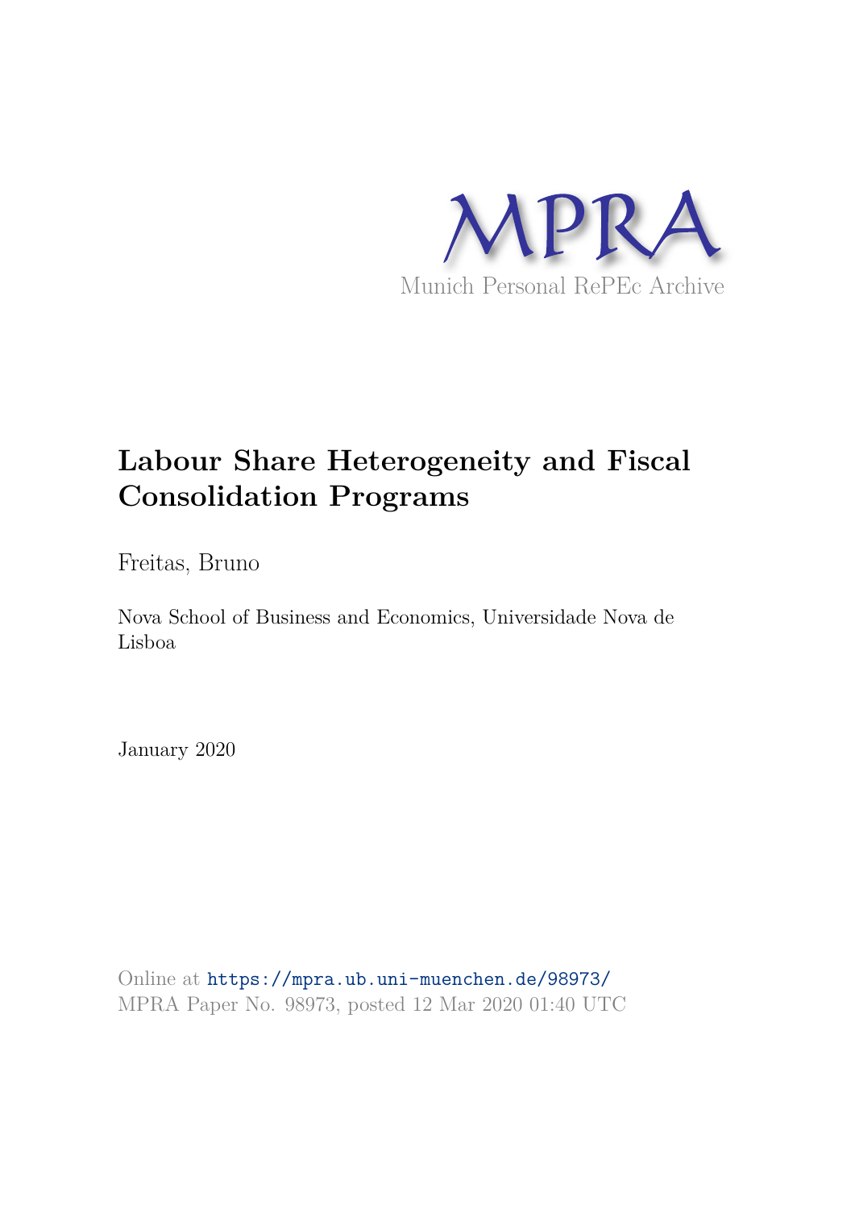MPRA

Munich Personal RePEc Archive

# Labour Share Heterogeneity and Fiscal Consolidation Programs

Freitas, Bruno

Nova School of Business and Economics, Universidade Nova de Lisboa

January 2020

Online at https://mpra.ub.uni-muenchen.de/98973/
MPRA Paper No. 98973, posted 12 Mar 2020 01:40 UTC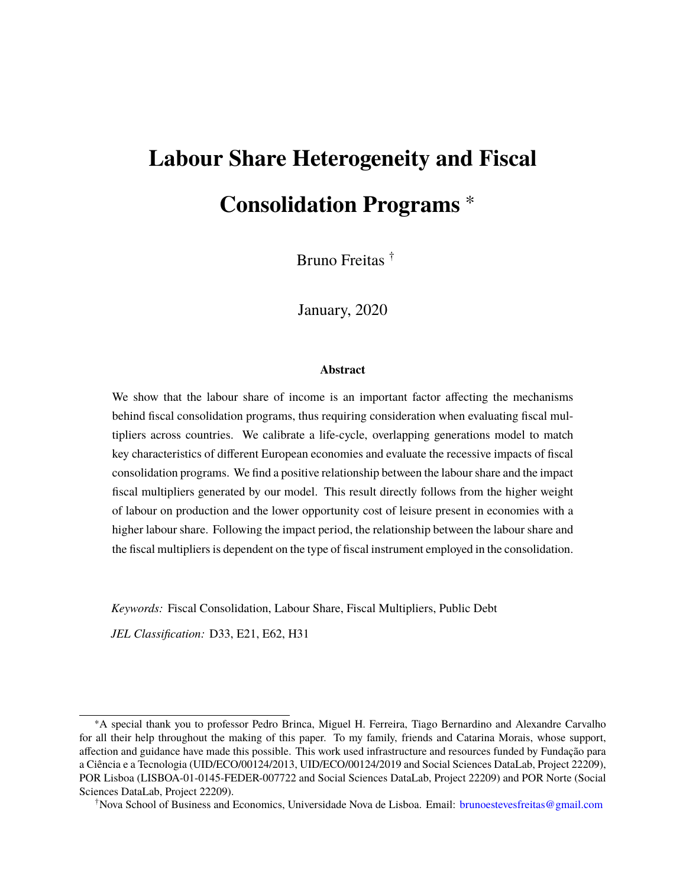# Labour Share Heterogeneity and Fiscal Consolidation Programs *

Bruno Freitas †

January, 2020

### Abstract

We show that the labour share of income is an important factor affecting the mechanisms behind fiscal consolidation programs, thus requiring consideration when evaluating fiscal multipliers across countries. We calibrate a life-cycle, overlapping generations model to match key characteristics of different European economies and evaluate the recessive impacts of fiscal consolidation programs. We find a positive relationship between the labour share and the impact fiscal multipliers generated by our model. This result directly follows from the higher weight of labour on production and the lower opportunity cost of leisure present in economies with a higher labour share. Following the impact period, the relationship between the labour share and the fiscal multipliers is dependent on the type of fiscal instrument employed in the consolidation.

*Keywords:* Fiscal Consolidation, Labour Share, Fiscal Multipliers, Public Debt

*JEL Classification:* D33, E21, E62, H31

---

*A special thank you to professor Pedro Brinca, Miguel H. Ferreira, Tiago Bernardino and Alexandre Carvalho for all their help throughout the making of this paper. To my family, friends and Catarina Morais, whose support, affection and guidance have made this possible. This work used infrastructure and resources funded by Fundação para a Ciência e a Tecnologia (UID/ECO/00124/2013, UID/ECO/00124/2019 and Social Sciences DataLab, Project 22209), POR Lisboa (LISBOA-01-0145-FEDER-007722 and Social Sciences DataLab, Project 22209) and POR Norte (Social Sciences DataLab, Project 22209).

†Nova School of Business and Economics, Universidade Nova de Lisboa. Email: brunoestevesfreitas@gmail.com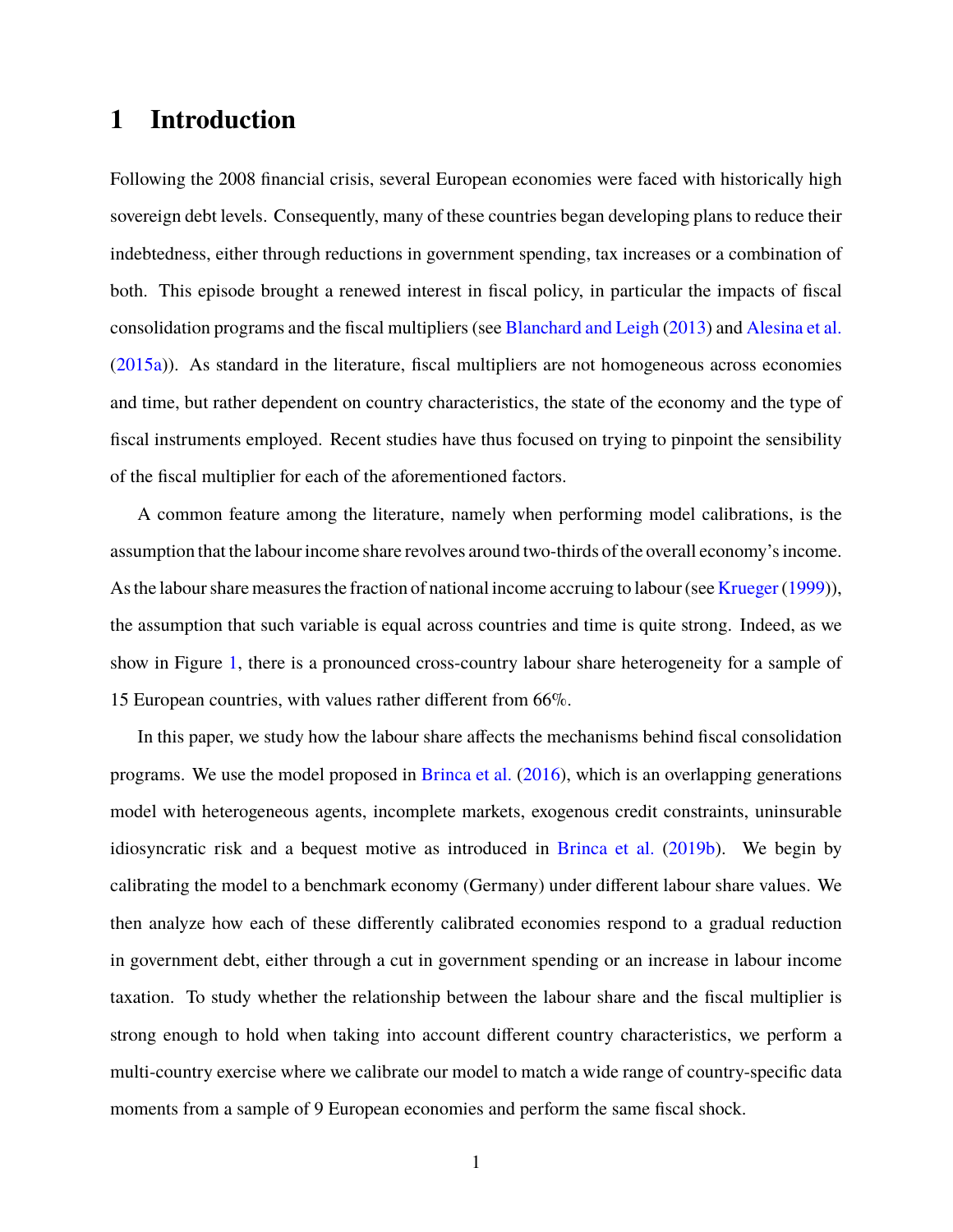# 1 Introduction

Following the 2008 financial crisis, several European economies were faced with historically high sovereign debt levels. Consequently, many of these countries began developing plans to reduce their indebtedness, either through reductions in government spending, tax increases or a combination of both. This episode brought a renewed interest in fiscal policy, in particular the impacts of fiscal consolidation programs and the fiscal multipliers (see Blanchard and Leigh (2013) and Alesina et al. (2015a)). As standard in the literature, fiscal multipliers are not homogeneous across economies and time, but rather dependent on country characteristics, the state of the economy and the type of fiscal instruments employed. Recent studies have thus focused on trying to pinpoint the sensibility of the fiscal multiplier for each of the aforementioned factors.

A common feature among the literature, namely when performing model calibrations, is the assumption that the labour income share revolves around two-thirds of the overall economy's income. As the labour share measures the fraction of national income accruing to labour (see Krueger (1999)), the assumption that such variable is equal across countries and time is quite strong. Indeed, as we show in Figure 1, there is a pronounced cross-country labour share heterogeneity for a sample of 15 European countries, with values rather different from 66%.

In this paper, we study how the labour share affects the mechanisms behind fiscal consolidation programs. We use the model proposed in Brinca et al. (2016), which is an overlapping generations model with heterogeneous agents, incomplete markets, exogenous credit constraints, uninsurable idiosyncratic risk and a bequest motive as introduced in Brinca et al. (2019b). We begin by calibrating the model to a benchmark economy (Germany) under different labour share values. We then analyze how each of these differently calibrated economies respond to a gradual reduction in government debt, either through a cut in government spending or an increase in labour income taxation. To study whether the relationship between the labour share and the fiscal multiplier is strong enough to hold when taking into account different country characteristics, we perform a multi-country exercise where we calibrate our model to match a wide range of country-specific data moments from a sample of 9 European economies and perform the same fiscal shock.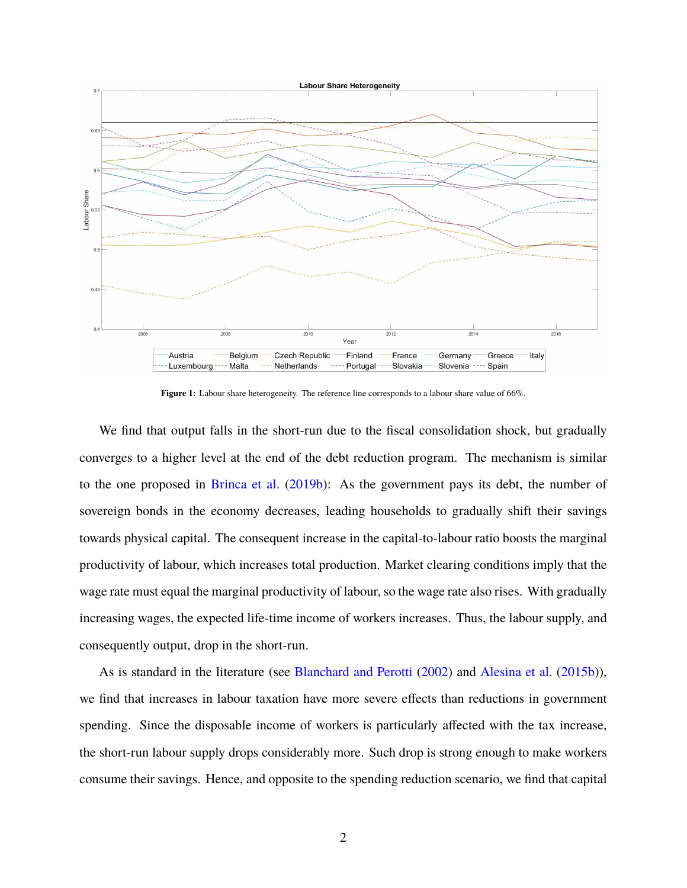**Figure 1:** Labour share heterogeneity. The reference line corresponds to a labour share value of 66%.

We find that output falls in the short-run due to the fiscal consolidation shock, but gradually converges to a higher level at the end of the debt reduction program. The mechanism is similar to the one proposed in Brinca et al. (2019b): As the government pays its debt, the number of sovereign bonds in the economy decreases, leading households to gradually shift their savings towards physical capital. The consequent increase in the capital-to-labour ratio boosts the marginal productivity of labour, which increases total production. Market clearing conditions imply that the wage rate must equal the marginal productivity of labour, so the wage rate also rises. With gradually increasing wages, the expected life-time income of workers increases. Thus, the labour supply, and consequently output, drop in the short-run.

As is standard in the literature (see Blanchard and Perotti (2002) and Alesina et al. (2015b)), we find that increases in labour taxation have more severe effects than reductions in government spending. Since the disposable income of workers is particularly affected with the tax increase, the short-run labour supply drops considerably more. Such drop is strong enough to make workers consume their savings. Hence, and opposite to the spending reduction scenario, we find that capital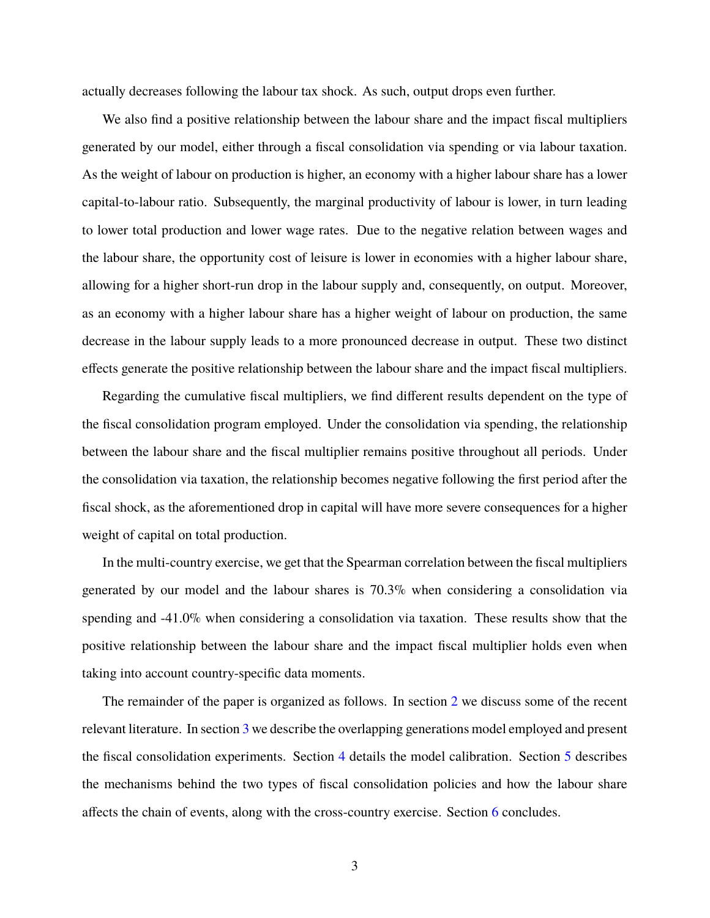actually decreases following the labour tax shock. As such, output drops even further.

We also find a positive relationship between the labour share and the impact fiscal multipliers generated by our model, either through a fiscal consolidation via spending or via labour taxation. As the weight of labour on production is higher, an economy with a higher labour share has a lower capital-to-labour ratio. Subsequently, the marginal productivity of labour is lower, in turn leading to lower total production and lower wage rates. Due to the negative relation between wages and the labour share, the opportunity cost of leisure is lower in economies with a higher labour share, allowing for a higher short-run drop in the labour supply and, consequently, on output. Moreover, as an economy with a higher labour share has a higher weight of labour on production, the same decrease in the labour supply leads to a more pronounced decrease in output. These two distinct effects generate the positive relationship between the labour share and the impact fiscal multipliers.

Regarding the cumulative fiscal multipliers, we find different results dependent on the type of the fiscal consolidation program employed. Under the consolidation via spending, the relationship between the labour share and the fiscal multiplier remains positive throughout all periods. Under the consolidation via taxation, the relationship becomes negative following the first period after the fiscal shock, as the aforementioned drop in capital will have more severe consequences for a higher weight of capital on total production.

In the multi-country exercise, we get that the Spearman correlation between the fiscal multipliers generated by our model and the labour shares is 70.3% when considering a consolidation via spending and -41.0% when considering a consolidation via taxation. These results show that the positive relationship between the labour share and the impact fiscal multiplier holds even when taking into account country-specific data moments.

The remainder of the paper is organized as follows. In section 2 we discuss some of the recent relevant literature. In section 3 we describe the overlapping generations model employed and present the fiscal consolidation experiments. Section 4 details the model calibration. Section 5 describes the mechanisms behind the two types of fiscal consolidation policies and how the labour share affects the chain of events, along with the cross-country exercise. Section 6 concludes.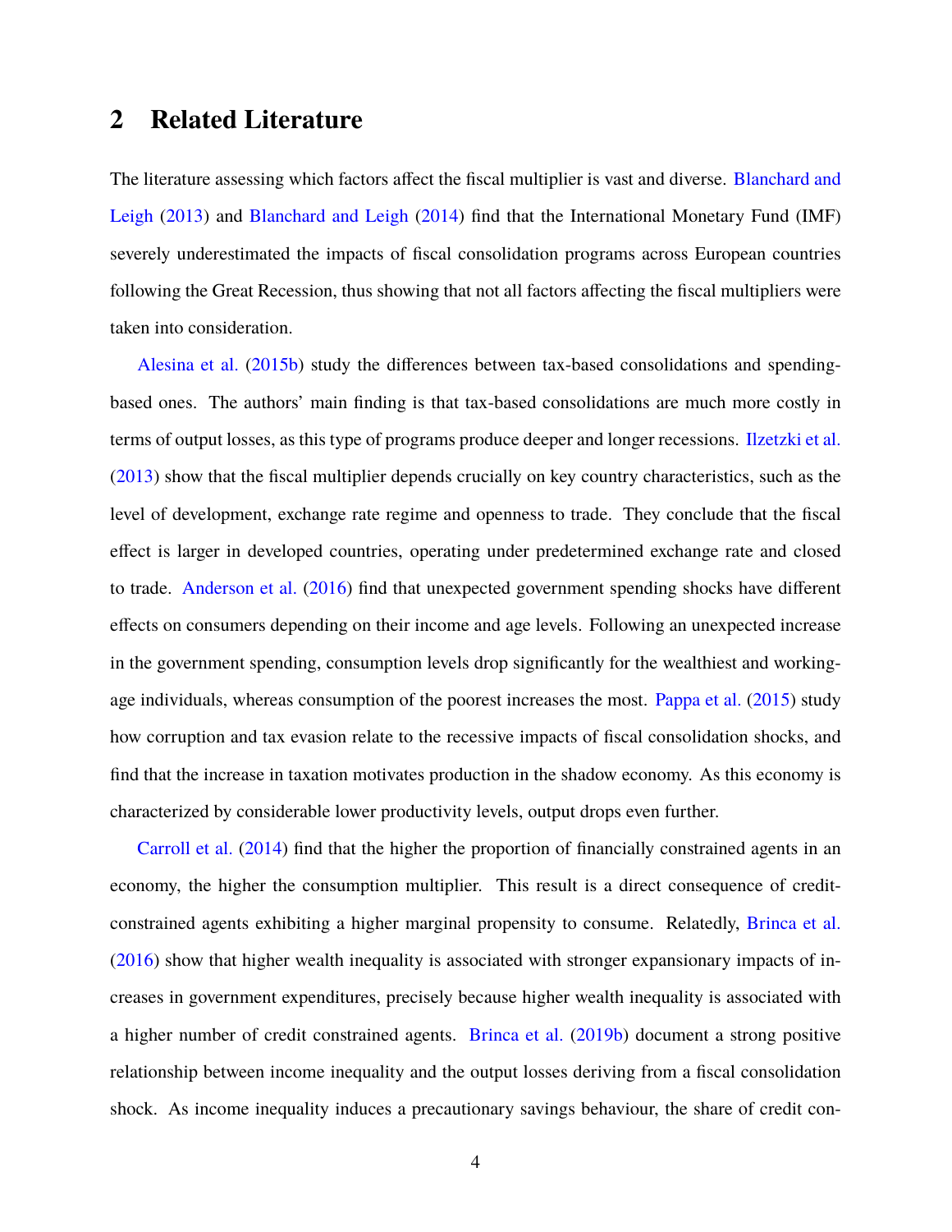## 2 Related Literature

The literature assessing which factors affect the fiscal multiplier is vast and diverse. Blanchard and Leigh (2013) and Blanchard and Leigh (2014) find that the International Monetary Fund (IMF) severely underestimated the impacts of fiscal consolidation programs across European countries following the Great Recession, thus showing that not all factors affecting the fiscal multipliers were taken into consideration.

Alesina et al. (2015b) study the differences between tax-based consolidations and spending-based ones. The authors' main finding is that tax-based consolidations are much more costly in terms of output losses, as this type of programs produce deeper and longer recessions. Ilzetzki et al. (2013) show that the fiscal multiplier depends crucially on key country characteristics, such as the level of development, exchange rate regime and openness to trade. They conclude that the fiscal effect is larger in developed countries, operating under predetermined exchange rate and closed to trade. Anderson et al. (2016) find that unexpected government spending shocks have different effects on consumers depending on their income and age levels. Following an unexpected increase in the government spending, consumption levels drop significantly for the wealthiest and working-age individuals, whereas consumption of the poorest increases the most. Pappa et al. (2015) study how corruption and tax evasion relate to the recessive impacts of fiscal consolidation shocks, and find that the increase in taxation motivates production in the shadow economy. As this economy is characterized by considerable lower productivity levels, output drops even further.

Carroll et al. (2014) find that the higher the proportion of financially constrained agents in an economy, the higher the consumption multiplier. This result is a direct consequence of credit-constrained agents exhibiting a higher marginal propensity to consume. Relatedly, Brinca et al. (2016) show that higher wealth inequality is associated with stronger expansionary impacts of increases in government expenditures, precisely because higher wealth inequality is associated with a higher number of credit constrained agents. Brinca et al. (2019b) document a strong positive relationship between income inequality and the output losses deriving from a fiscal consolidation shock. As income inequality induces a precautionary savings behaviour, the share of credit con-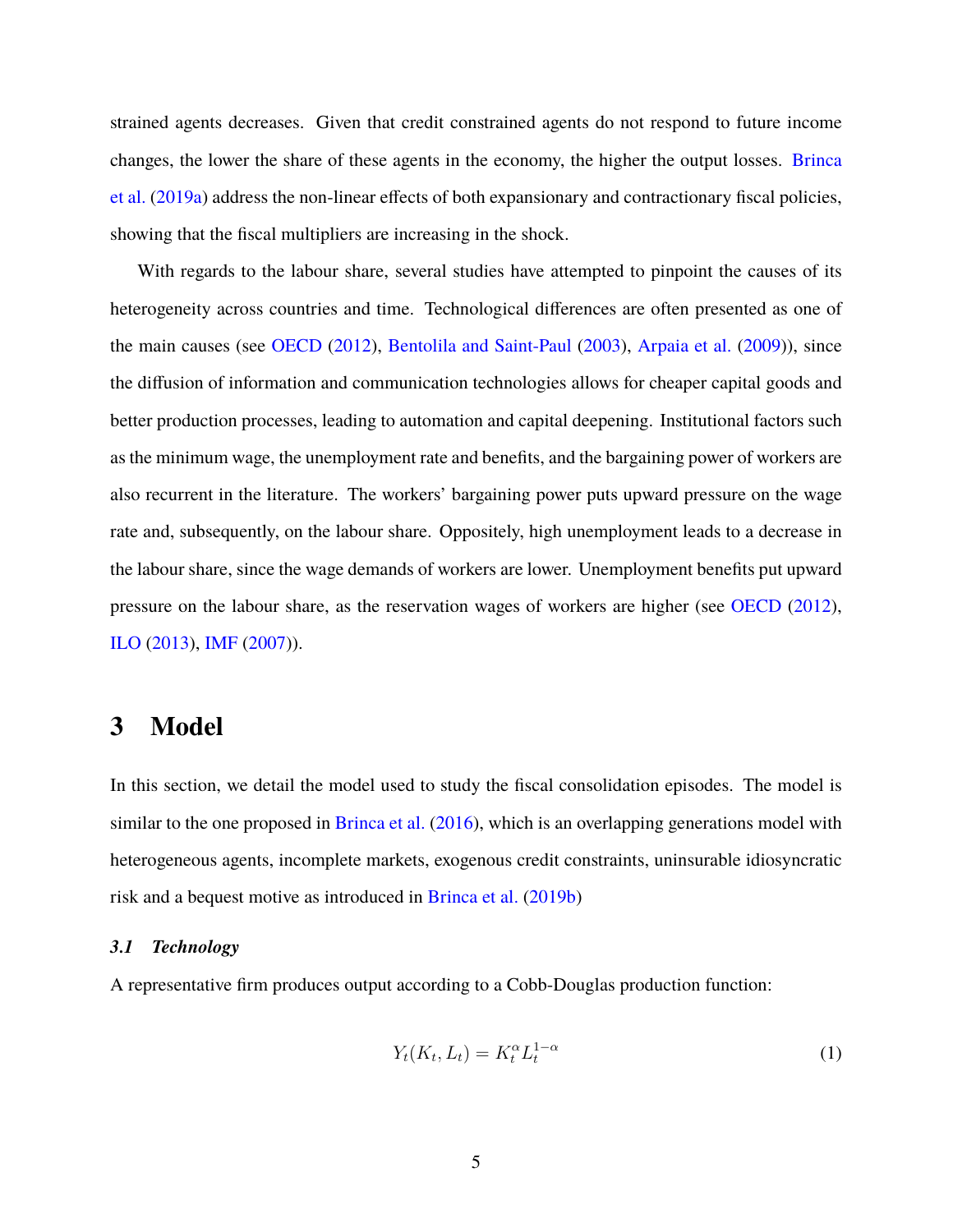strained agents decreases. Given that credit constrained agents do not respond to future income changes, the lower the share of these agents in the economy, the higher the output losses. Brinca et al. (2019a) address the non-linear effects of both expansionary and contractionary fiscal policies, showing that the fiscal multipliers are increasing in the shock.

With regards to the labour share, several studies have attempted to pinpoint the causes of its heterogeneity across countries and time. Technological differences are often presented as one of the main causes (see OECD (2012), Bentolila and Saint-Paul (2003), Arpaia et al. (2009)), since the diffusion of information and communication technologies allows for cheaper capital goods and better production processes, leading to automation and capital deepening. Institutional factors such as the minimum wage, the unemployment rate and benefits, and the bargaining power of workers are also recurrent in the literature. The workers' bargaining power puts upward pressure on the wage rate and, subsequently, on the labour share. Oppositely, high unemployment leads to a decrease in the labour share, since the wage demands of workers are lower. Unemployment benefits put upward pressure on the labour share, as the reservation wages of workers are higher (see OECD (2012), ILO (2013), IMF (2007)).

# 3 Model

In this section, we detail the model used to study the fiscal consolidation episodes. The model is similar to the one proposed in Brinca et al. (2016), which is an overlapping generations model with heterogeneous agents, incomplete markets, exogenous credit constraints, uninsurable idiosyncratic risk and a bequest motive as introduced in Brinca et al. (2019b)

### *3.1 Technology*

A representative firm produces output according to a Cobb-Douglas production function:

$$Y_t(K_t, L_t) = K_t^{\alpha} L_t^{1-\alpha} \tag{1}$$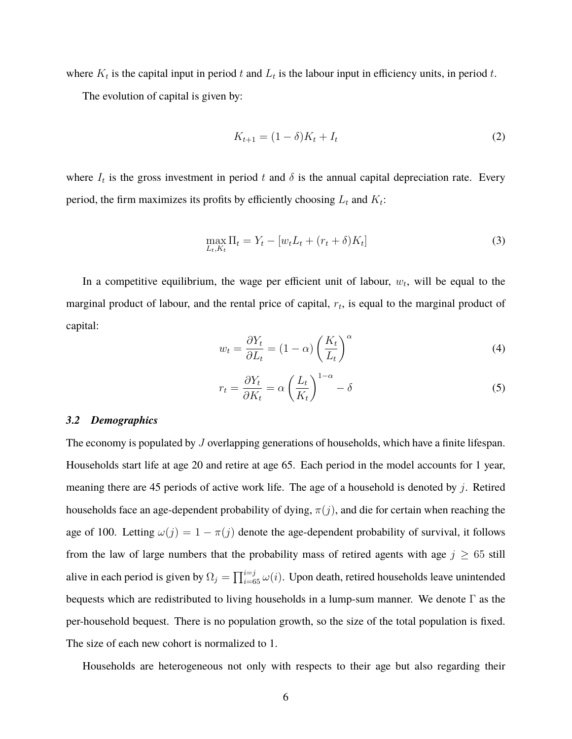where $K_t$ is the capital input in period $t$ and $L_t$ is the labour input in efficiency units, in period $t$.

The evolution of capital is given by:

$$K_{t+1} = (1 - \delta)K_t + I_t \tag{2}$$

where $I_t$ is the gross investment in period $t$ and $\delta$ is the annual capital depreciation rate. Every period, the firm maximizes its profits by efficiently choosing $L_t$ and $K_t$:

$$\max_{L_t, K_t} \Pi_t = Y_t - [w_t L_t + (r_t + \delta)K_t] \tag{3}$$

In a competitive equilibrium, the wage per efficient unit of labour, $w_t$, will be equal to the marginal product of labour, and the rental price of capital, $r_t$, is equal to the marginal product of capital:

$$w_t = \frac{\partial Y_t}{\partial L_t} = (1 - \alpha) \left( \frac{K_t}{L_t} \right)^{\alpha} \tag{4}$$

$$r_t = \frac{\partial Y_t}{\partial K_t} = \alpha \left( \frac{L_t}{K_t} \right)^{1-\alpha} - \delta \tag{5}$$

### *3.2 Demographics*

The economy is populated by $J$ overlapping generations of households, which have a finite lifespan. Households start life at age 20 and retire at age 65. Each period in the model accounts for 1 year, meaning there are 45 periods of active work life. The age of a household is denoted by $j$. Retired households face an age-dependent probability of dying, $\pi(j)$, and die for certain when reaching the age of 100. Letting $\omega(j) = 1 - \pi(j)$ denote the age-dependent probability of survival, it follows from the law of large numbers that the probability mass of retired agents with age $j \geq 65$ still alive in each period is given by $\Omega_j = \prod_{i=65}^{i=j} \omega(i)$. Upon death, retired households leave unintended bequests which are redistributed to living households in a lump-sum manner. We denote $\Gamma$ as the per-household bequest. There is no population growth, so the size of the total population is fixed. The size of each new cohort is normalized to 1.

Households are heterogeneous not only with respects to their age but also regarding their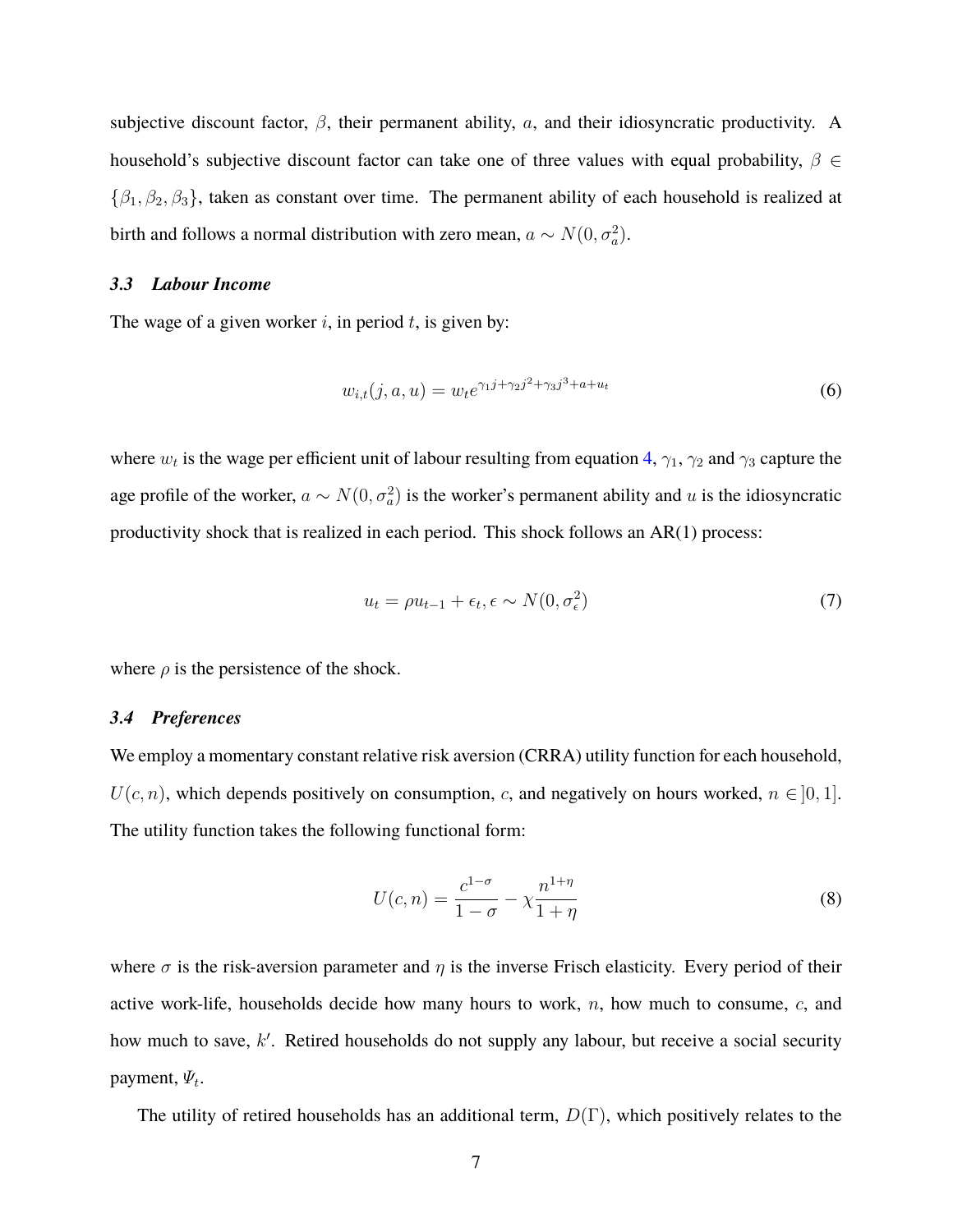subjective discount factor, $\beta$, their permanent ability, $a$, and their idiosyncratic productivity. A household's subjective discount factor can take one of three values with equal probability, $\beta \in \{\beta_1, \beta_2, \beta_3\}$, taken as constant over time. The permanent ability of each household is realized at birth and follows a normal distribution with zero mean, $a \sim N(0, \sigma_a^2)$.

### *3.3 Labour Income*

The wage of a given worker $i$, in period $t$, is given by:

$$w_{i,t}(j, a, u) = w_t e^{\gamma_1 j + \gamma_2 j^2 + \gamma_3 j^3 + a + u_t} \tag{6}$$

where $w_t$ is the wage per efficient unit of labour resulting from equation 4, $\gamma_1$, $\gamma_2$ and $\gamma_3$ capture the age profile of the worker, $a \sim N(0, \sigma_a^2)$ is the worker's permanent ability and $u$ is the idiosyncratic productivity shock that is realized in each period. This shock follows an AR(1) process:

$$u_t = \rho u_{t-1} + \epsilon_t, \epsilon \sim N(0, \sigma_\epsilon^2) \tag{7}$$

where $\rho$ is the persistence of the shock.

### *3.4 Preferences*

We employ a momentary constant relative risk aversion (CRRA) utility function for each household, $U(c, n)$, which depends positively on consumption, $c$, and negatively on hours worked, $n \in ]0, 1]$. The utility function takes the following functional form:

$$U(c, n) = \frac{c^{1-\sigma}}{1-\sigma} - \chi \frac{n^{1+\eta}}{1+\eta} \tag{8}$$

where $\sigma$ is the risk-aversion parameter and $\eta$ is the inverse Frisch elasticity. Every period of their active work-life, households decide how many hours to work, $n$, how much to consume, $c$, and how much to save, $k'$. Retired households do not supply any labour, but receive a social security payment, $\Psi_t$.

The utility of retired households has an additional term, $D(\Gamma)$, which positively relates to the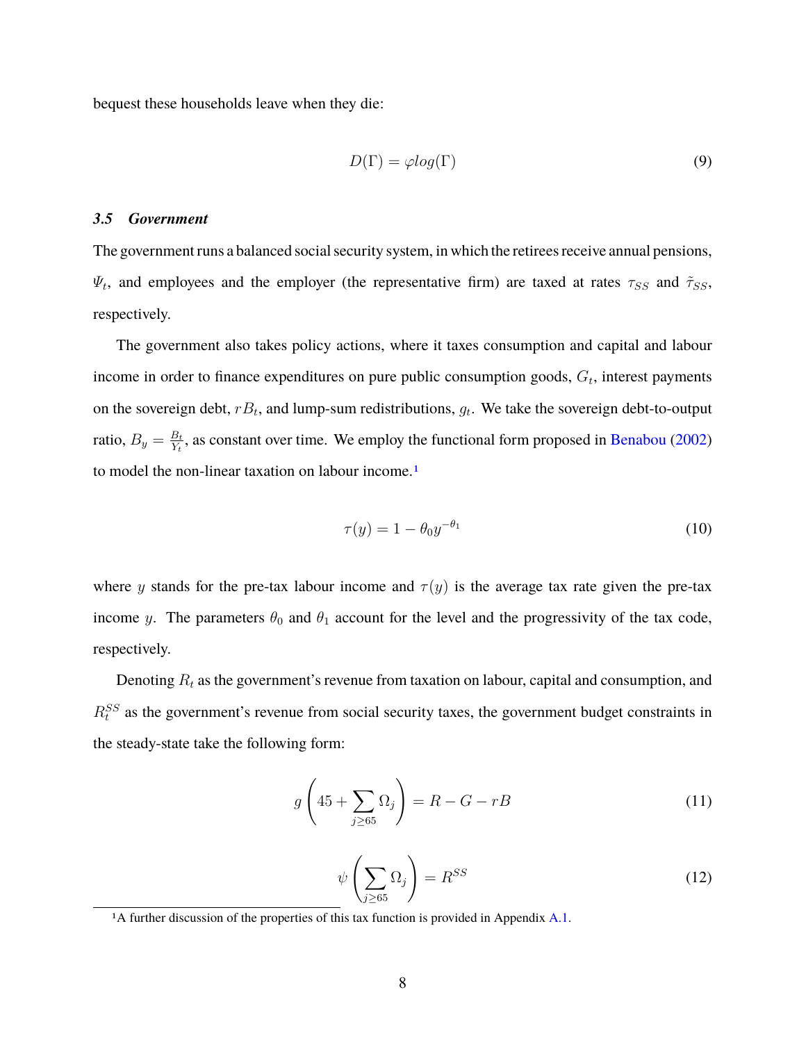bequest these households leave when they die:

$$D(\Gamma) = \varphi log(\Gamma) \tag{9}$$

### *3.5 Government*

The government runs a balanced social security system, in which the retirees receive annual pensions, $\Psi_t$, and employees and the employer (the representative firm) are taxed at rates $\tau_{SS}$ and $\tilde{\tau}_{SS}$, respectively.

The government also takes policy actions, where it taxes consumption and capital and labour income in order to finance expenditures on pure public consumption goods, $G_t$, interest payments on the sovereign debt, $rB_t$, and lump-sum redistributions, $g_t$. We take the sovereign debt-to-output ratio, $B_y = \frac{B_t}{Y_t}$, as constant over time. We employ the functional form proposed in Benabou (2002) to model the non-linear taxation on labour income.[1]

$$\tau(y) = 1 - \theta_0 y^{-\theta_1} \tag{10}$$

where $y$ stands for the pre-tax labour income and $\tau(y)$ is the average tax rate given the pre-tax income $y$. The parameters $\theta_0$ and $\theta_1$ account for the level and the progressivity of the tax code, respectively.

Denoting $R_t$ as the government's revenue from taxation on labour, capital and consumption, and $R_t^{SS}$ as the government's revenue from social security taxes, the government budget constraints in the steady-state take the following form:

$$g\left(45 + \sum_{j \geq 65} \Omega_j\right) = R - G - rB \tag{11}$$

$$\psi\left(\sum_{j \geq 65} \Omega_j\right) = R^{SS} \tag{12}$$

[1] A further discussion of the properties of this tax function is provided in Appendix A.1.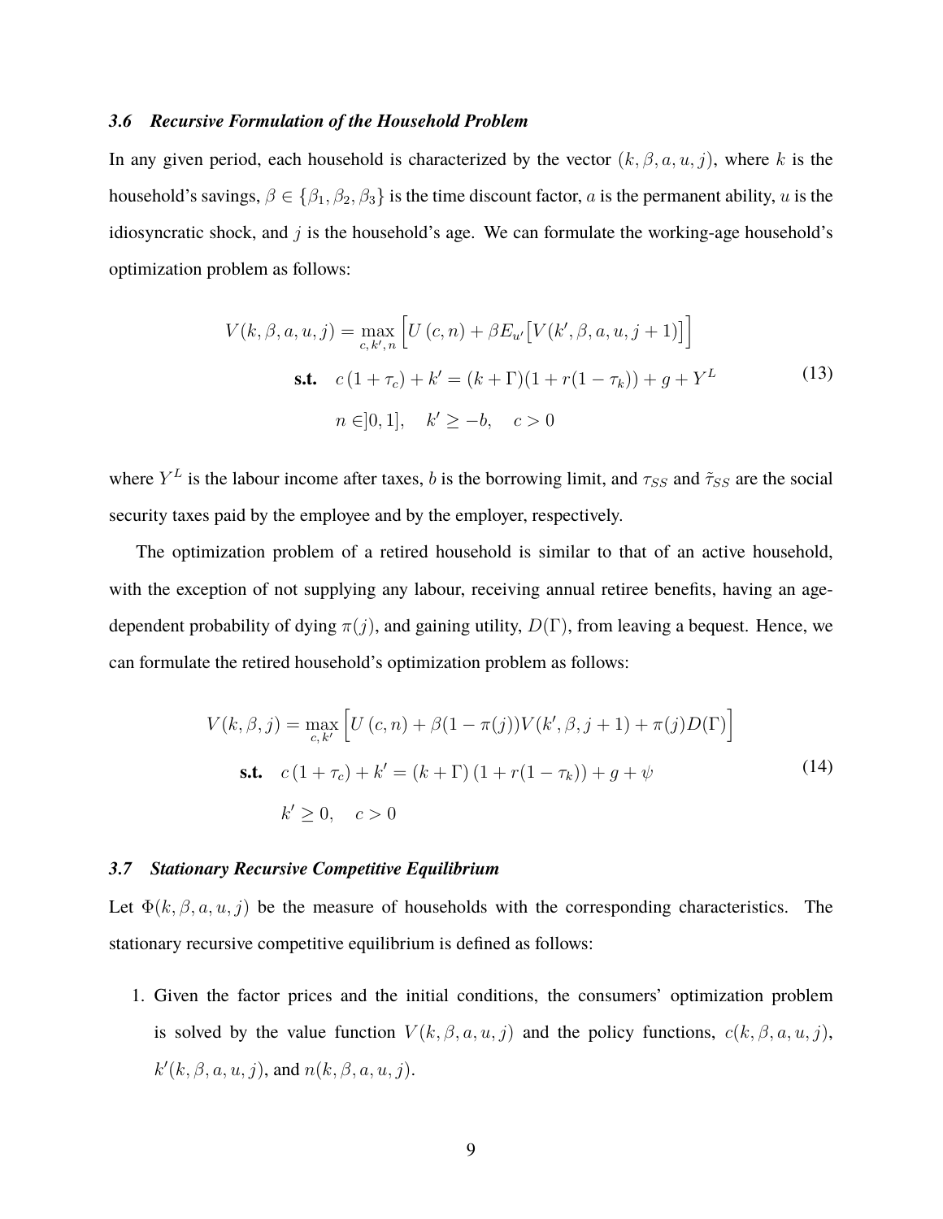### *3.6 Recursive Formulation of the Household Problem*

In any given period, each household is characterized by the vector $(k, \beta, a, u, j)$, where $k$ is the household's savings, $\beta \in \{\beta_1, \beta_2, \beta_3\}$ is the time discount factor, $a$ is the permanent ability, $u$ is the idiosyncratic shock, and $j$ is the household's age. We can formulate the working-age household's optimization problem as follows:

$$
\begin{aligned}
V(k, \beta, a, u, j) = \max_{c,\, k',\, n} & \Big[ U\left(c, n\right) + \beta E_{u'} \big[ V(k', \beta, a, u, j+1) \big] \Big] \\
\textbf{s.t.} \quad & c\left(1 + \tau_c\right) + k' = (k + \Gamma)(1 + r(1 - \tau_k)) + g + Y^L \\
& n \in ]0, 1], \quad k' \geq -b, \quad c > 0
\end{aligned}
\tag{13}
$$

where $Y^L$ is the labour income after taxes, $b$ is the borrowing limit, and $\tau_{SS}$ and $\tilde{\tau}_{SS}$ are the social security taxes paid by the employee and by the employer, respectively.

The optimization problem of a retired household is similar to that of an active household, with the exception of not supplying any labour, receiving annual retiree benefits, having an age-dependent probability of dying $\pi(j)$, and gaining utility, $D(\Gamma)$, from leaving a bequest. Hence, we can formulate the retired household's optimization problem as follows:

$$
\begin{aligned}
V(k, \beta, j) = \max_{c,\, k'} & \Big[ U\left(c, n\right) + \beta(1 - \pi(j)) V(k', \beta, j+1) + \pi(j) D(\Gamma) \Big] \\
\textbf{s.t.} \quad & c\left(1 + \tau_c\right) + k' = \left(k + \Gamma\right)\left(1 + r(1 - \tau_k)\right) + g + \psi \\
& k' \geq 0, \quad c > 0
\end{aligned}
\tag{14}
$$

### *3.7 Stationary Recursive Competitive Equilibrium*

Let $\Phi(k, \beta, a, u, j)$ be the measure of households with the corresponding characteristics. The stationary recursive competitive equilibrium is defined as follows:

1. Given the factor prices and the initial conditions, the consumers' optimization problem is solved by the value function $V(k, \beta, a, u, j)$ and the policy functions, $c(k, \beta, a, u, j)$, $k'(k, \beta, a, u, j)$, and $n(k, \beta, a, u, j)$.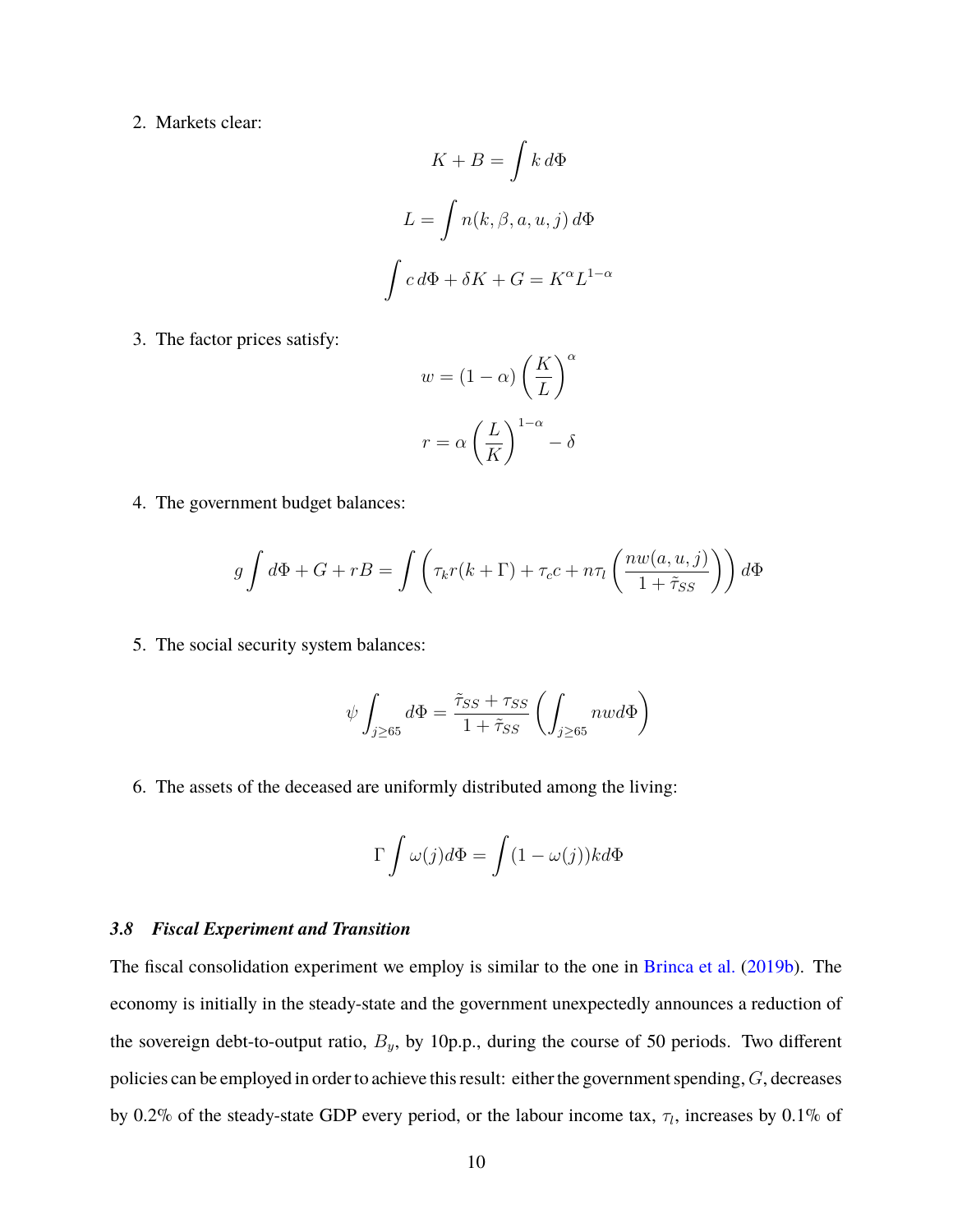2. Markets clear:

$$K + B = \int k \, d\Phi$$

$$L = \int n(k, \beta, a, u, j) \, d\Phi$$

$$\int c \, d\Phi + \delta K + G = K^{\alpha} L^{1-\alpha}$$

3. The factor prices satisfy:

$$w = (1-\alpha)\left(\frac{K}{L}\right)^{\alpha}$$

$$r = \alpha \left(\frac{L}{K}\right)^{1-\alpha} - \delta$$

4. The government budget balances:

$$g \int d\Phi + G + rB = \int \left( \tau_k r(k + \Gamma) + \tau_c c + n\tau_l \left( \frac{nw(a, u, j)}{1 + \tilde{\tau}_{SS}} \right) \right) d\Phi$$

5. The social security system balances:

$$\psi \int_{j \geq 65} d\Phi = \frac{\tilde{\tau}_{SS} + \tau_{SS}}{1 + \tilde{\tau}_{SS}} \left( \int_{j \geq 65} nw d\Phi \right)$$

6. The assets of the deceased are uniformly distributed among the living:

$$\Gamma \int \omega(j) d\Phi = \int (1 - \omega(j)) k d\Phi$$

### *3.8 Fiscal Experiment and Transition*

The fiscal consolidation experiment we employ is similar to the one in Brinca et al. (2019b). The economy is initially in the steady-state and the government unexpectedly announces a reduction of the sovereign debt-to-output ratio, $B_y$, by 10p.p., during the course of 50 periods. Two different policies can be employed in order to achieve this result: either the government spending, $G$, decreases by 0.2% of the steady-state GDP every period, or the labour income tax, $\tau_l$, increases by 0.1% of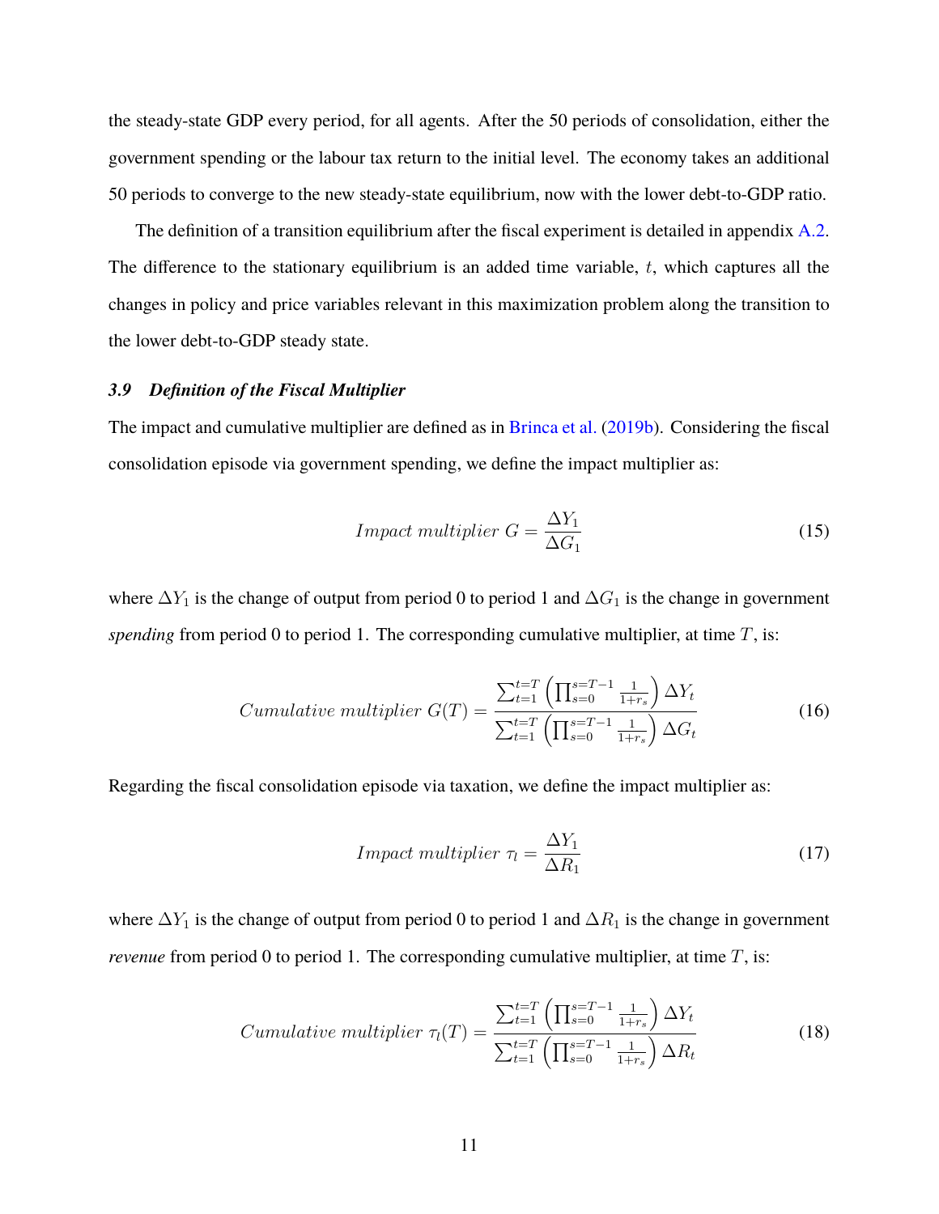the steady-state GDP every period, for all agents. After the 50 periods of consolidation, either the government spending or the labour tax return to the initial level. The economy takes an additional 50 periods to converge to the new steady-state equilibrium, now with the lower debt-to-GDP ratio.

The definition of a transition equilibrium after the fiscal experiment is detailed in appendix A.2. The difference to the stationary equilibrium is an added time variable, $t$, which captures all the changes in policy and price variables relevant in this maximization problem along the transition to the lower debt-to-GDP steady state.

### *3.9 Definition of the Fiscal Multiplier*

The impact and cumulative multiplier are defined as in Brinca et al. (2019b). Considering the fiscal consolidation episode via government spending, we define the impact multiplier as:

$$Impact\ multiplier\ G = \frac{\Delta Y_1}{\Delta G_1} \tag{15}$$

where $\Delta Y_1$ is the change of output from period 0 to period 1 and $\Delta G_1$ is the change in government *spending* from period 0 to period 1. The corresponding cumulative multiplier, at time $T$, is:

$$Cumulative\ multiplier\ G(T) = \frac{\sum_{t=1}^{t=T}\left(\prod_{s=0}^{s=T-1}\frac{1}{1+r_s}\right)\Delta Y_t}{\sum_{t=1}^{t=T}\left(\prod_{s=0}^{s=T-1}\frac{1}{1+r_s}\right)\Delta G_t} \tag{16}$$

Regarding the fiscal consolidation episode via taxation, we define the impact multiplier as:

$$Impact\ multiplier\ \tau_l = \frac{\Delta Y_1}{\Delta R_1} \tag{17}$$

where $\Delta Y_1$ is the change of output from period 0 to period 1 and $\Delta R_1$ is the change in government *revenue* from period 0 to period 1. The corresponding cumulative multiplier, at time $T$, is:

$$Cumulative\ multiplier\ \tau_l(T) = \frac{\sum_{t=1}^{t=T}\left(\prod_{s=0}^{s=T-1}\frac{1}{1+r_s}\right)\Delta Y_t}{\sum_{t=1}^{t=T}\left(\prod_{s=0}^{s=T-1}\frac{1}{1+r_s}\right)\Delta R_t} \tag{18}$$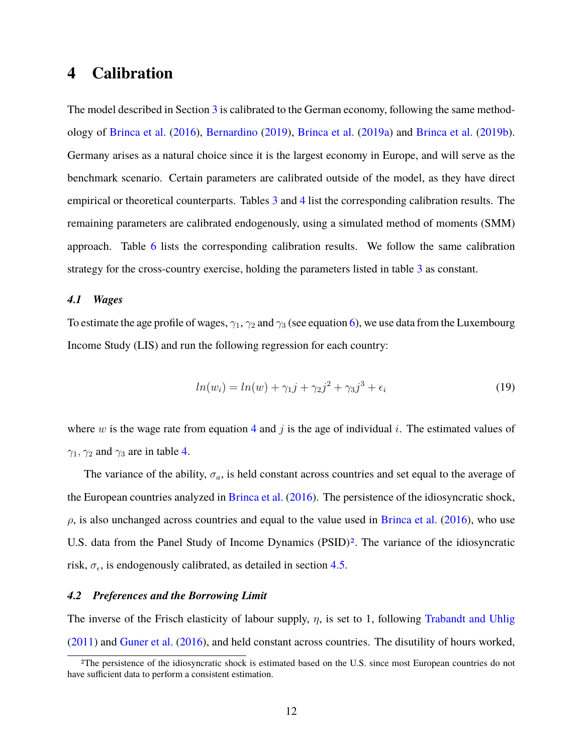# 4 Calibration

The model described in Section 3 is calibrated to the German economy, following the same methodology of Brinca et al. (2016), Bernardino (2019), Brinca et al. (2019a) and Brinca et al. (2019b). Germany arises as a natural choice since it is the largest economy in Europe, and will serve as the benchmark scenario. Certain parameters are calibrated outside of the model, as they have direct empirical or theoretical counterparts. Tables 3 and 4 list the corresponding calibration results. The remaining parameters are calibrated endogenously, using a simulated method of moments (SMM) approach. Table 6 lists the corresponding calibration results. We follow the same calibration strategy for the cross-country exercise, holding the parameters listed in table 3 as constant.

### *4.1 Wages*

To estimate the age profile of wages, $\gamma_1$, $\gamma_2$ and $\gamma_3$ (see equation 6), we use data from the Luxembourg Income Study (LIS) and run the following regression for each country:

$$ln(w_i) = ln(w) + \gamma_1 j + \gamma_2 j^2 + \gamma_3 j^3 + \epsilon_i \tag{19}$$

where $w$ is the wage rate from equation 4 and $j$ is the age of individual $i$. The estimated values of $\gamma_1$, $\gamma_2$ and $\gamma_3$ are in table 4.

The variance of the ability, $\sigma_a$, is held constant across countries and set equal to the average of the European countries analyzed in Brinca et al. (2016). The persistence of the idiosyncratic shock, $\rho$, is also unchanged across countries and equal to the value used in Brinca et al. (2016), who use U.S. data from the Panel Study of Income Dynamics (PSID)[2]. The variance of the idiosyncratic risk, $\sigma_\epsilon$, is endogenously calibrated, as detailed in section 4.5.

### *4.2 Preferences and the Borrowing Limit*

The inverse of the Frisch elasticity of labour supply, $\eta$, is set to 1, following Trabandt and Uhlig (2011) and Guner et al. (2016), and held constant across countries. The disutility of hours worked,

[2]The persistence of the idiosyncratic shock is estimated based on the U.S. since most European countries do not have sufficient data to perform a consistent estimation.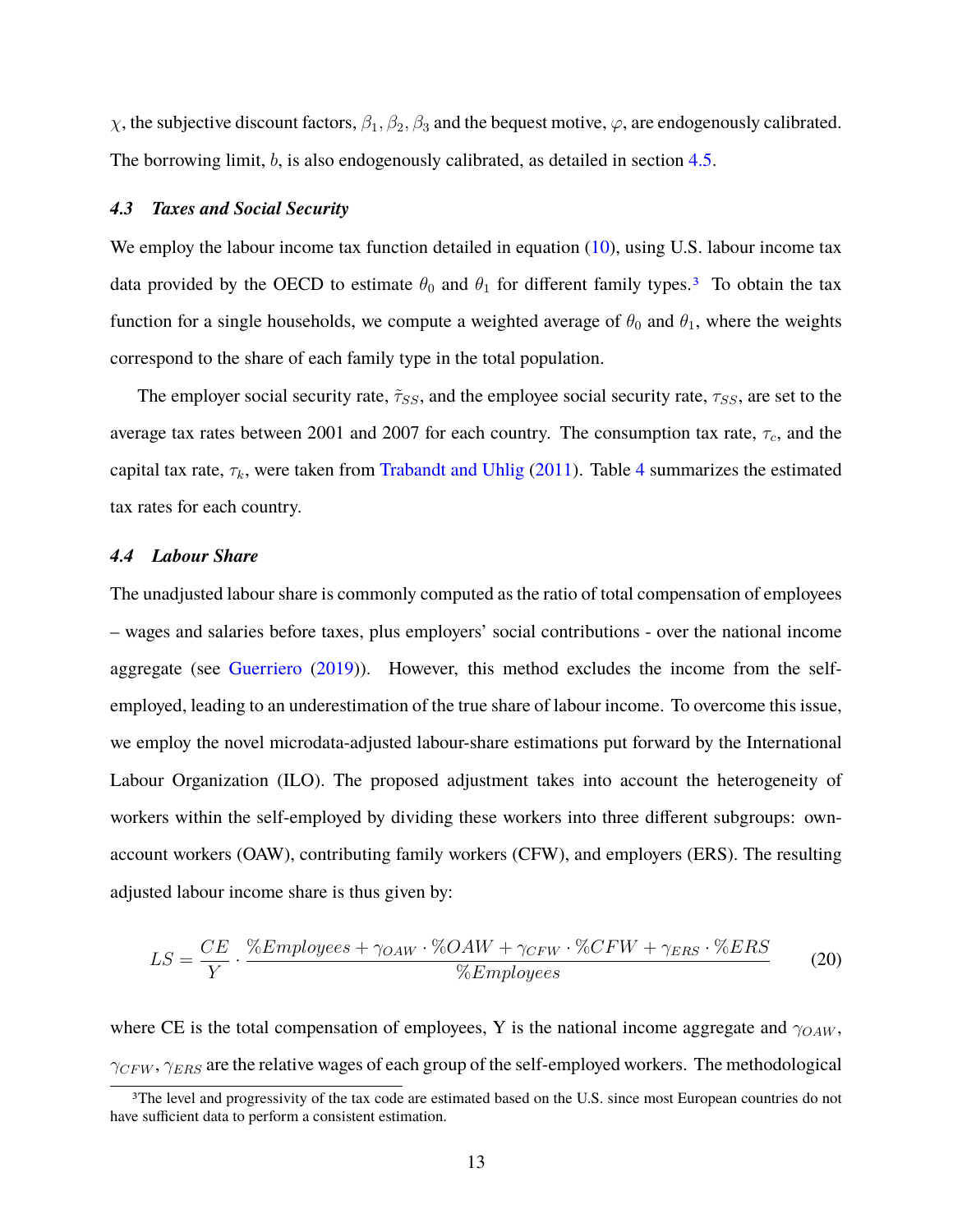$\chi$, the subjective discount factors, $\beta_1, \beta_2, \beta_3$ and the bequest motive, $\varphi$, are endogenously calibrated. The borrowing limit, $b$, is also endogenously calibrated, as detailed in section 4.5.

### *4.3 Taxes and Social Security*

We employ the labour income tax function detailed in equation (10), using U.S. labour income tax data provided by the OECD to estimate $\theta_0$ and $\theta_1$ for different family types.[3] To obtain the tax function for a single households, we compute a weighted average of $\theta_0$ and $\theta_1$, where the weights correspond to the share of each family type in the total population.

The employer social security rate, $\tilde{\tau}_{SS}$, and the employee social security rate, $\tau_{SS}$, are set to the average tax rates between 2001 and 2007 for each country. The consumption tax rate, $\tau_c$, and the capital tax rate, $\tau_k$, were taken from Trabandt and Uhlig (2011). Table 4 summarizes the estimated tax rates for each country.

### *4.4 Labour Share*

The unadjusted labour share is commonly computed as the ratio of total compensation of employees – wages and salaries before taxes, plus employers' social contributions - over the national income aggregate (see Guerriero (2019)). However, this method excludes the income from the self-employed, leading to an underestimation of the true share of labour income. To overcome this issue, we employ the novel microdata-adjusted labour-share estimations put forward by the International Labour Organization (ILO). The proposed adjustment takes into account the heterogeneity of workers within the self-employed by dividing these workers into three different subgroups: own-account workers (OAW), contributing family workers (CFW), and employers (ERS). The resulting adjusted labour income share is thus given by:

$$LS = \frac{CE}{Y} \cdot \frac{\%Employees + \gamma_{OAW} \cdot \%OAW + \gamma_{CFW} \cdot \%CFW + \gamma_{ERS} \cdot \%ERS}{\%Employees} \tag{20}$$

where CE is the total compensation of employees, Y is the national income aggregate and $\gamma_{OAW}$, $\gamma_{CFW}$, $\gamma_{ERS}$ are the relative wages of each group of the self-employed workers. The methodological

[3] The level and progressivity of the tax code are estimated based on the U.S. since most European countries do not have sufficient data to perform a consistent estimation.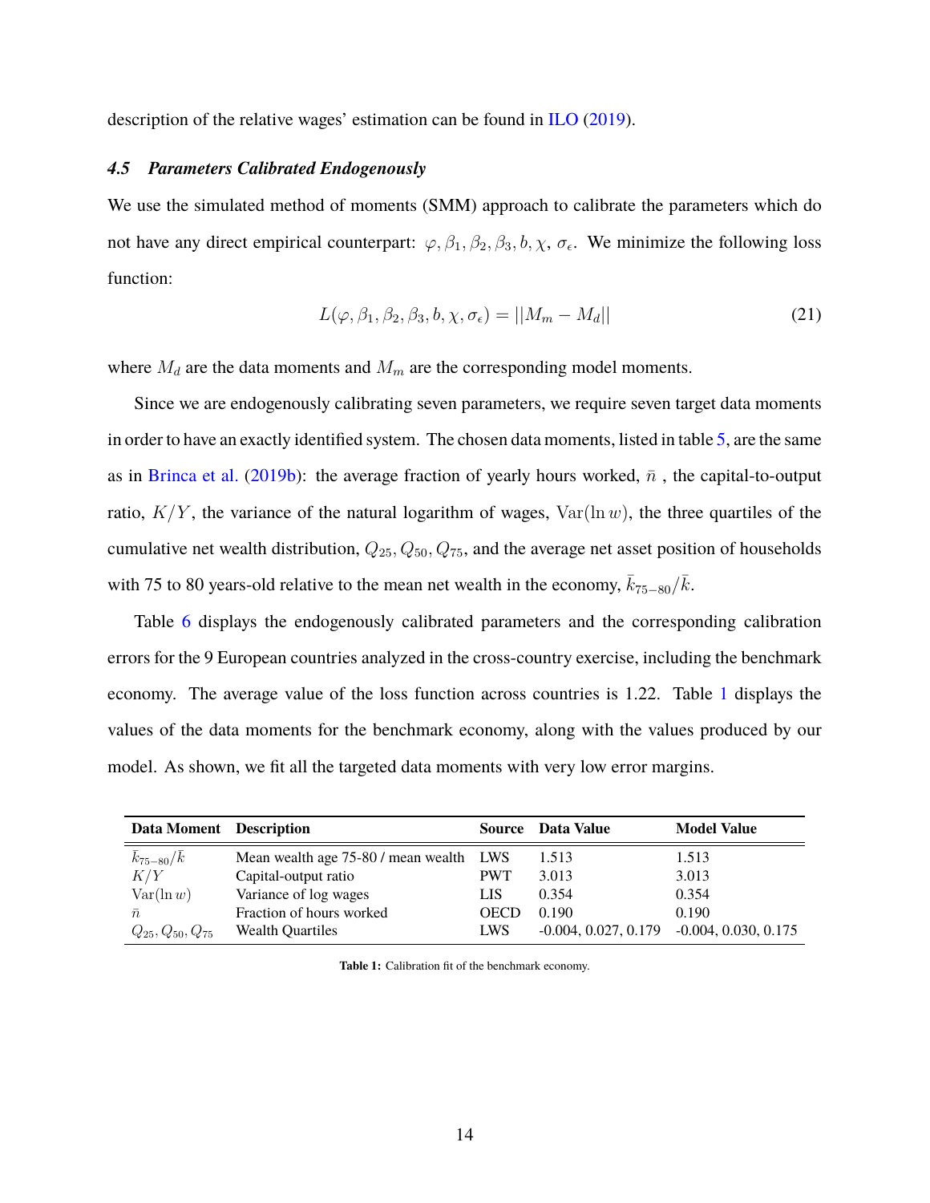description of the relative wages' estimation can be found in ILO (2019).

### *4.5 Parameters Calibrated Endogenously*

We use the simulated method of moments (SMM) approach to calibrate the parameters which do not have any direct empirical counterpart: $\varphi, \beta_1, \beta_2, \beta_3, b, \chi$, $\sigma_\epsilon$. We minimize the following loss function:

$$L(\varphi, \beta_1, \beta_2, \beta_3, b, \chi, \sigma_\epsilon) = ||M_m - M_d|| \tag{21}$$

where $M_d$ are the data moments and $M_m$ are the corresponding model moments.

Since we are endogenously calibrating seven parameters, we require seven target data moments in order to have an exactly identified system. The chosen data moments, listed in table 5, are the same as in Brinca et al. (2019b): the average fraction of yearly hours worked, $\bar{n}$ , the capital-to-output ratio, $K/Y$, the variance of the natural logarithm of wages, $\text{Var}(\ln w)$, the three quartiles of the cumulative net wealth distribution, $Q_{25}, Q_{50}, Q_{75}$, and the average net asset position of households with 75 to 80 years-old relative to the mean net wealth in the economy, $\bar{k}_{75-80}/\bar{k}$.

Table 6 displays the endogenously calibrated parameters and the corresponding calibration errors for the 9 European countries analyzed in the cross-country exercise, including the benchmark economy. The average value of the loss function across countries is 1.22. Table 1 displays the values of the data moments for the benchmark economy, along with the values produced by our model. As shown, we fit all the targeted data moments with very low error margins.

| **Data Moment** | **Description** | **Source** | **Data Value** | **Model Value** |
|---|---|---|---|---|
| $\bar{k}_{75-80}/\bar{k}$ | Mean wealth age 75-80 / mean wealth | LWS | 1.513 | 1.513 |
| $K/Y$ | Capital-output ratio | PWT | 3.013 | 3.013 |
| $\text{Var}(\ln w)$ | Variance of log wages | LIS | 0.354 | 0.354 |
| $\bar{n}$ | Fraction of hours worked | OECD | 0.190 | 0.190 |
| $Q_{25}, Q_{50}, Q_{75}$ | Wealth Quartiles | LWS | -0.004, 0.027, 0.179 | -0.004, 0.030, 0.175 |

**Table 1:** Calibration fit of the benchmark economy.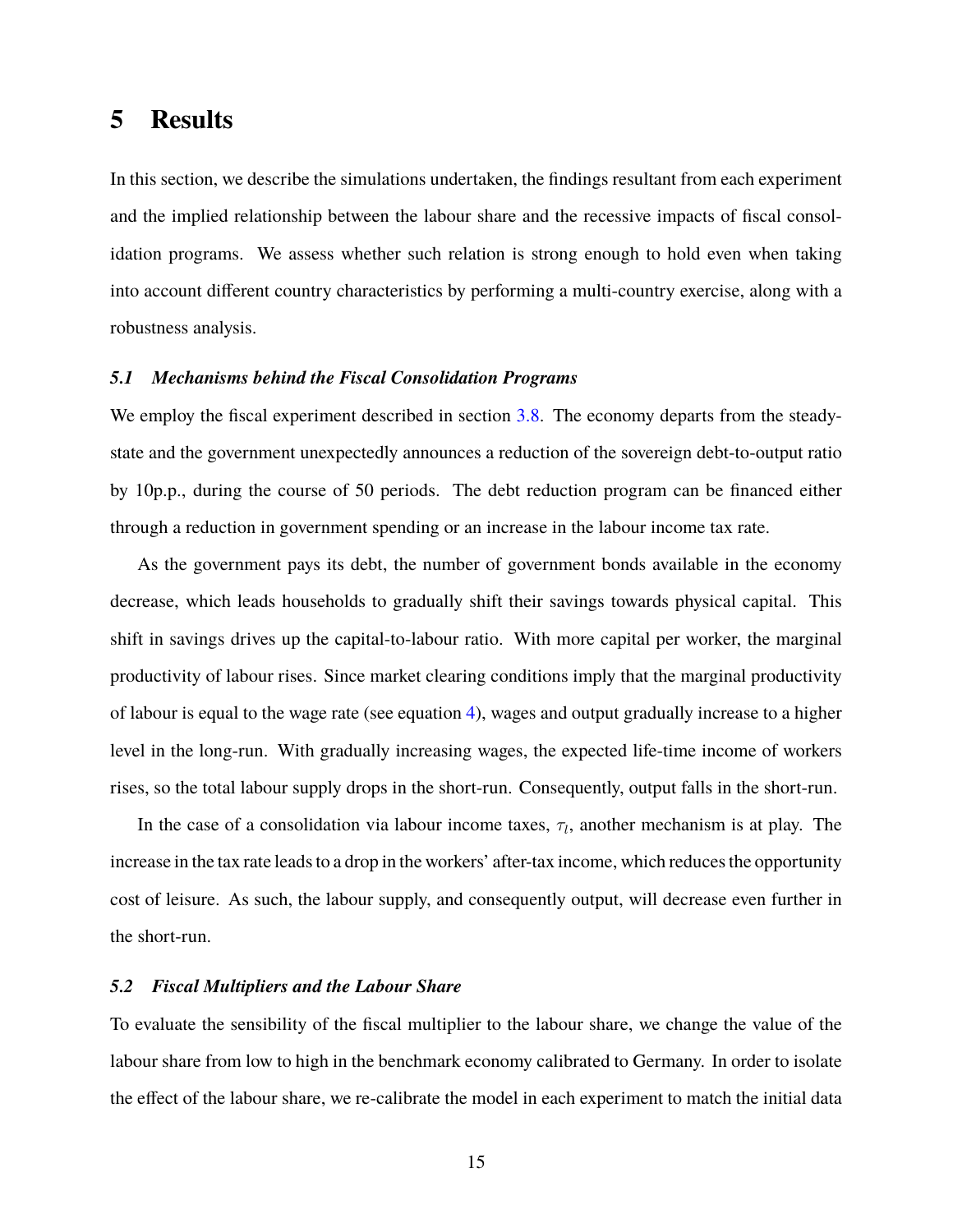# 5 Results

In this section, we describe the simulations undertaken, the findings resultant from each experiment and the implied relationship between the labour share and the recessive impacts of fiscal consolidation programs. We assess whether such relation is strong enough to hold even when taking into account different country characteristics by performing a multi-country exercise, along with a robustness analysis.

### *5.1 Mechanisms behind the Fiscal Consolidation Programs*

We employ the fiscal experiment described in section 3.8. The economy departs from the steady-state and the government unexpectedly announces a reduction of the sovereign debt-to-output ratio by 10p.p., during the course of 50 periods. The debt reduction program can be financed either through a reduction in government spending or an increase in the labour income tax rate.

As the government pays its debt, the number of government bonds available in the economy decrease, which leads households to gradually shift their savings towards physical capital. This shift in savings drives up the capital-to-labour ratio. With more capital per worker, the marginal productivity of labour rises. Since market clearing conditions imply that the marginal productivity of labour is equal to the wage rate (see equation 4), wages and output gradually increase to a higher level in the long-run. With gradually increasing wages, the expected life-time income of workers rises, so the total labour supply drops in the short-run. Consequently, output falls in the short-run.

In the case of a consolidation via labour income taxes, $\tau_l$, another mechanism is at play. The increase in the tax rate leads to a drop in the workers' after-tax income, which reduces the opportunity cost of leisure. As such, the labour supply, and consequently output, will decrease even further in the short-run.

### *5.2 Fiscal Multipliers and the Labour Share*

To evaluate the sensibility of the fiscal multiplier to the labour share, we change the value of the labour share from low to high in the benchmark economy calibrated to Germany. In order to isolate the effect of the labour share, we re-calibrate the model in each experiment to match the initial data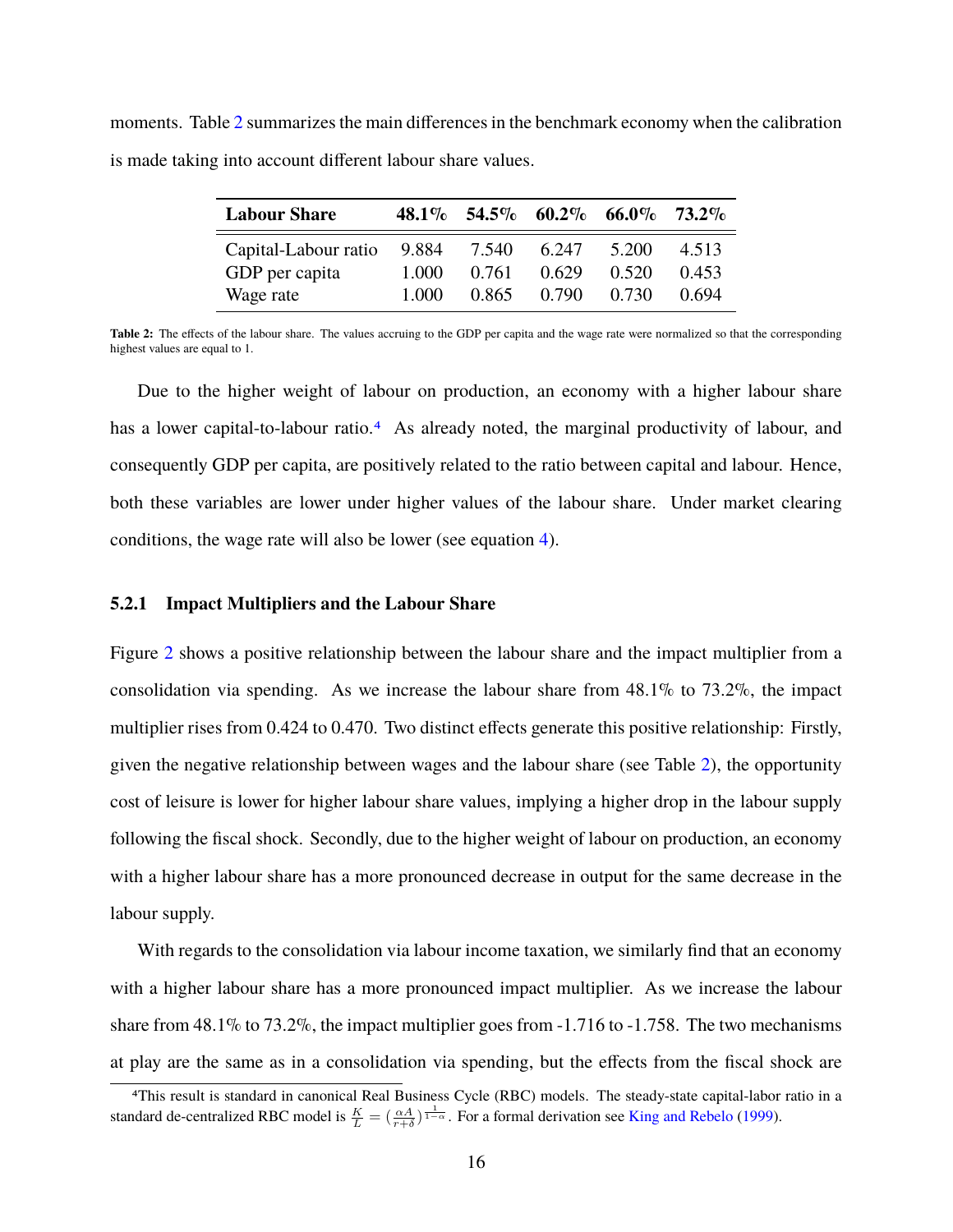moments. Table 2 summarizes the main differences in the benchmark economy when the calibration is made taking into account different labour share values.

| **Labour Share** | **48.1%** | **54.5%** | **60.2%** | **66.0%** | **73.2%** |
|---|---|---|---|---|---|
| Capital-Labour ratio | 9.884 | 7.540 | 6.247 | 5.200 | 4.513 |
| GDP per capita | 1.000 | 0.761 | 0.629 | 0.520 | 0.453 |
| Wage rate | 1.000 | 0.865 | 0.790 | 0.730 | 0.694 |

**Table 2:** The effects of the labour share. The values accruing to the GDP per capita and the wage rate were normalized so that the corresponding highest values are equal to 1.

Due to the higher weight of labour on production, an economy with a higher labour share has a lower capital-to-labour ratio.[4] As already noted, the marginal productivity of labour, and consequently GDP per capita, are positively related to the ratio between capital and labour. Hence, both these variables are lower under higher values of the labour share. Under market clearing conditions, the wage rate will also be lower (see equation 4).

### 5.2.1 Impact Multipliers and the Labour Share

Figure 2 shows a positive relationship between the labour share and the impact multiplier from a consolidation via spending. As we increase the labour share from 48.1% to 73.2%, the impact multiplier rises from 0.424 to 0.470. Two distinct effects generate this positive relationship: Firstly, given the negative relationship between wages and the labour share (see Table 2), the opportunity cost of leisure is lower for higher labour share values, implying a higher drop in the labour supply following the fiscal shock. Secondly, due to the higher weight of labour on production, an economy with a higher labour share has a more pronounced decrease in output for the same decrease in the labour supply.

With regards to the consolidation via labour income taxation, we similarly find that an economy with a higher labour share has a more pronounced impact multiplier. As we increase the labour share from 48.1% to 73.2%, the impact multiplier goes from -1.716 to -1.758. The two mechanisms at play are the same as in a consolidation via spending, but the effects from the fiscal shock are

[4] This result is standard in canonical Real Business Cycle (RBC) models. The steady-state capital-labor ratio in a standard de-centralized RBC model is $\frac{K}{L} = (\frac{\alpha A}{r+\delta})^{\frac{1}{1-\alpha}}$. For a formal derivation see King and Rebelo (1999).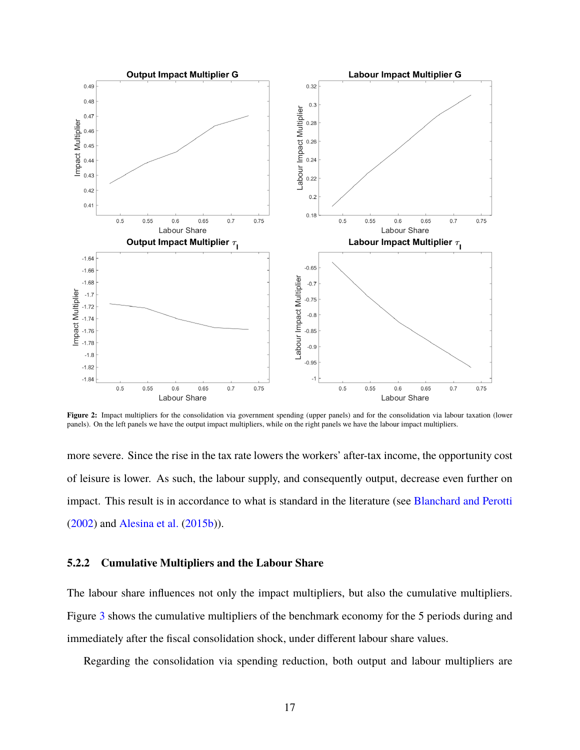**Figure 2:** Impact multipliers for the consolidation via government spending (upper panels) and for the consolidation via labour taxation (lower panels). On the left panels we have the output impact multipliers, while on the right panels we have the labour impact multipliers.

more severe. Since the rise in the tax rate lowers the workers' after-tax income, the opportunity cost of leisure is lower. As such, the labour supply, and consequently output, decrease even further on impact. This result is in accordance to what is standard in the literature (see Blanchard and Perotti (2002) and Alesina et al. (2015b)).

#### 5.2.2 Cumulative Multipliers and the Labour Share

The labour share influences not only the impact multipliers, but also the cumulative multipliers. Figure 3 shows the cumulative multipliers of the benchmark economy for the 5 periods during and immediately after the fiscal consolidation shock, under different labour share values.

Regarding the consolidation via spending reduction, both output and labour multipliers are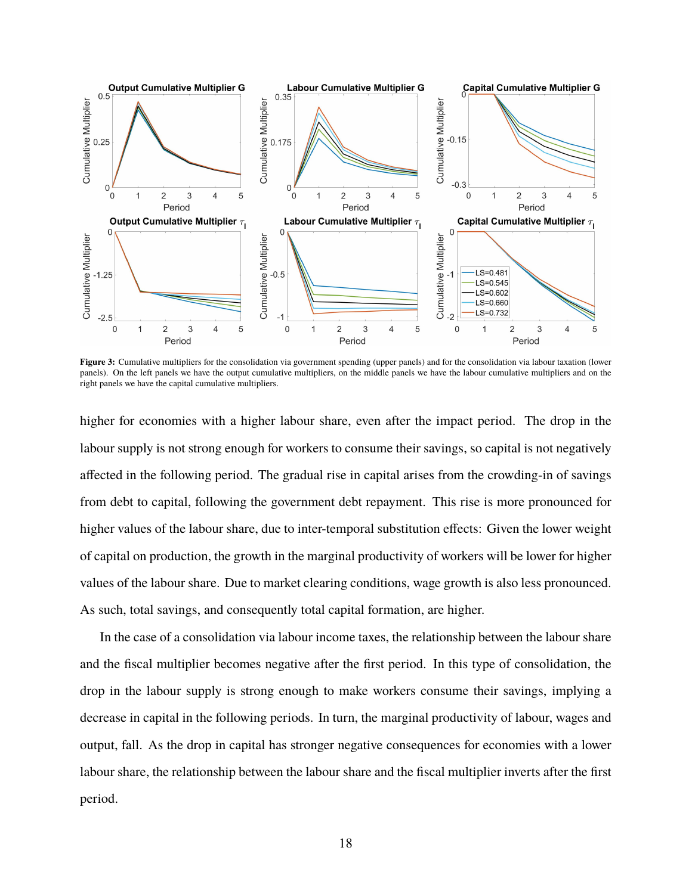**Figure 3:** Cumulative multipliers for the consolidation via government spending (upper panels) and for the consolidation via labour taxation (lower panels). On the left panels we have the output cumulative multipliers, on the middle panels we have the labour cumulative multipliers and on the right panels we have the capital cumulative multipliers.

higher for economies with a higher labour share, even after the impact period. The drop in the labour supply is not strong enough for workers to consume their savings, so capital is not negatively affected in the following period. The gradual rise in capital arises from the crowding-in of savings from debt to capital, following the government debt repayment. This rise is more pronounced for higher values of the labour share, due to inter-temporal substitution effects: Given the lower weight of capital on production, the growth in the marginal productivity of workers will be lower for higher values of the labour share. Due to market clearing conditions, wage growth is also less pronounced. As such, total savings, and consequently total capital formation, are higher.

In the case of a consolidation via labour income taxes, the relationship between the labour share and the fiscal multiplier becomes negative after the first period. In this type of consolidation, the drop in the labour supply is strong enough to make workers consume their savings, implying a decrease in capital in the following periods. In turn, the marginal productivity of labour, wages and output, fall. As the drop in capital has stronger negative consequences for economies with a lower labour share, the relationship between the labour share and the fiscal multiplier inverts after the first period.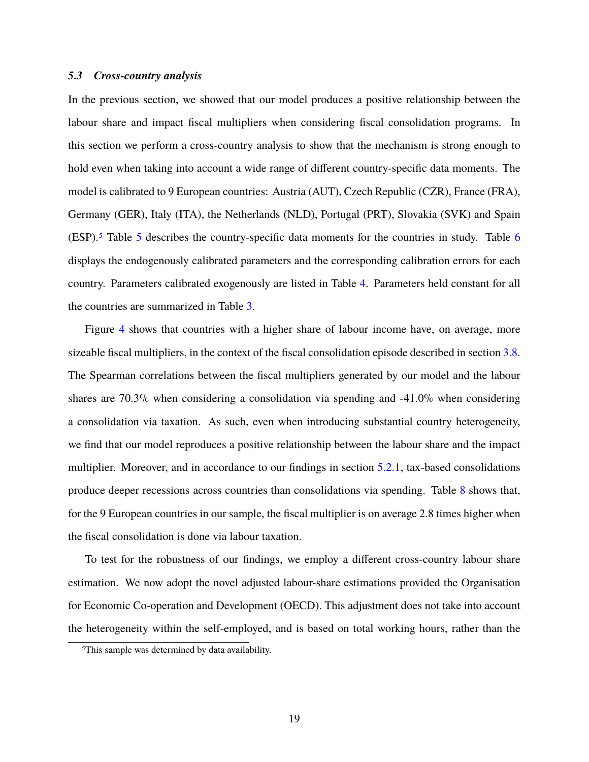### *5.3 Cross-country analysis*

In the previous section, we showed that our model produces a positive relationship between the labour share and impact fiscal multipliers when considering fiscal consolidation programs. In this section we perform a cross-country analysis to show that the mechanism is strong enough to hold even when taking into account a wide range of different country-specific data moments. The model is calibrated to 9 European countries: Austria (AUT), Czech Republic (CZR), France (FRA), Germany (GER), Italy (ITA), the Netherlands (NLD), Portugal (PRT), Slovakia (SVK) and Spain (ESP).[5] Table 5 describes the country-specific data moments for the countries in study. Table 6 displays the endogenously calibrated parameters and the corresponding calibration errors for each country. Parameters calibrated exogenously are listed in Table 4. Parameters held constant for all the countries are summarized in Table 3.

Figure 4 shows that countries with a higher share of labour income have, on average, more sizeable fiscal multipliers, in the context of the fiscal consolidation episode described in section 3.8. The Spearman correlations between the fiscal multipliers generated by our model and the labour shares are 70.3% when considering a consolidation via spending and -41.0% when considering a consolidation via taxation. As such, even when introducing substantial country heterogeneity, we find that our model reproduces a positive relationship between the labour share and the impact multiplier. Moreover, and in accordance to our findings in section 5.2.1, tax-based consolidations produce deeper recessions across countries than consolidations via spending. Table 8 shows that, for the 9 European countries in our sample, the fiscal multiplier is on average 2.8 times higher when the fiscal consolidation is done via labour taxation.

To test for the robustness of our findings, we employ a different cross-country labour share estimation. We now adopt the novel adjusted labour-share estimations provided the Organisation for Economic Co-operation and Development (OECD). This adjustment does not take into account the heterogeneity within the self-employed, and is based on total working hours, rather than the

[5] This sample was determined by data availability.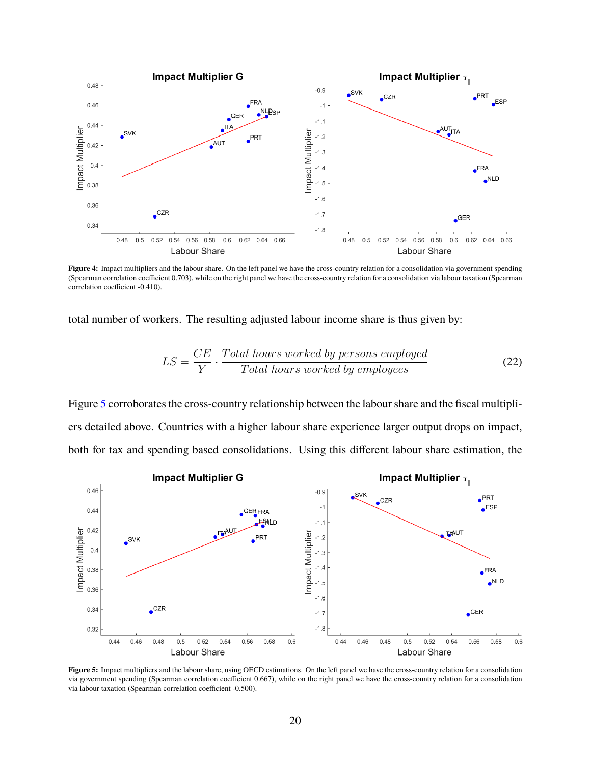**Figure 4:** Impact multipliers and the labour share. On the left panel we have the cross-country relation for a consolidation via government spending (Spearman correlation coefficient 0.703), while on the right panel we have the cross-country relation for a consolidation via labour taxation (Spearman correlation coefficient -0.410).

total number of workers. The resulting adjusted labour income share is thus given by:

$$LS = \frac{CE}{Y} \cdot \frac{Total\ hours\ worked\ by\ persons\ employed}{Total\ hours\ worked\ by\ employees} \tag{22}$$

Figure 5 corroborates the cross-country relationship between the labour share and the fiscal multipliers detailed above. Countries with a higher labour share experience larger output drops on impact, both for tax and spending based consolidations. Using this different labour share estimation, the

**Figure 5:** Impact multipliers and the labour share, using OECD estimations. On the left panel we have the cross-country relation for a consolidation via government spending (Spearman correlation coefficient 0.667), while on the right panel we have the cross-country relation for a consolidation via labour taxation (Spearman correlation coefficient -0.500).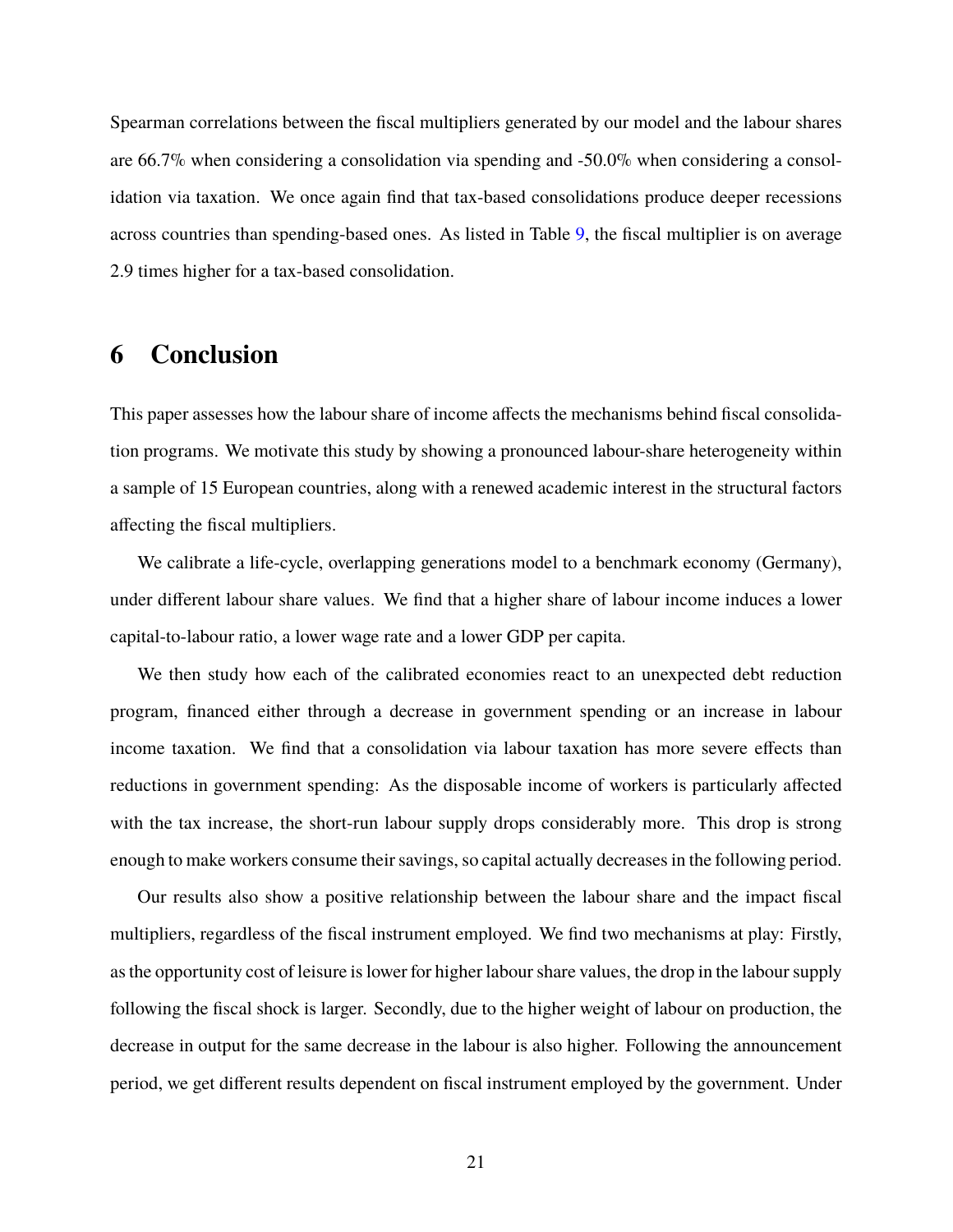Spearman correlations between the fiscal multipliers generated by our model and the labour shares are 66.7% when considering a consolidation via spending and -50.0% when considering a consolidation via taxation. We once again find that tax-based consolidations produce deeper recessions across countries than spending-based ones. As listed in Table 9, the fiscal multiplier is on average 2.9 times higher for a tax-based consolidation.

# 6 Conclusion

This paper assesses how the labour share of income affects the mechanisms behind fiscal consolidation programs. We motivate this study by showing a pronounced labour-share heterogeneity within a sample of 15 European countries, along with a renewed academic interest in the structural factors affecting the fiscal multipliers.

We calibrate a life-cycle, overlapping generations model to a benchmark economy (Germany), under different labour share values. We find that a higher share of labour income induces a lower capital-to-labour ratio, a lower wage rate and a lower GDP per capita.

We then study how each of the calibrated economies react to an unexpected debt reduction program, financed either through a decrease in government spending or an increase in labour income taxation. We find that a consolidation via labour taxation has more severe effects than reductions in government spending: As the disposable income of workers is particularly affected with the tax increase, the short-run labour supply drops considerably more. This drop is strong enough to make workers consume their savings, so capital actually decreases in the following period.

Our results also show a positive relationship between the labour share and the impact fiscal multipliers, regardless of the fiscal instrument employed. We find two mechanisms at play: Firstly, as the opportunity cost of leisure is lower for higher labour share values, the drop in the labour supply following the fiscal shock is larger. Secondly, due to the higher weight of labour on production, the decrease in output for the same decrease in the labour is also higher. Following the announcement period, we get different results dependent on fiscal instrument employed by the government. Under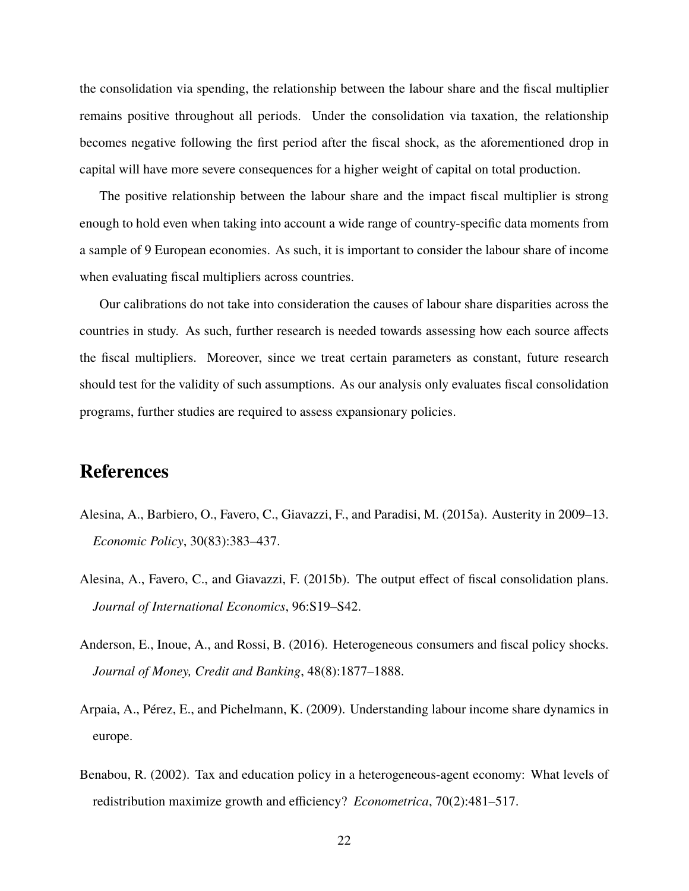the consolidation via spending, the relationship between the labour share and the fiscal multiplier remains positive throughout all periods. Under the consolidation via taxation, the relationship becomes negative following the first period after the fiscal shock, as the aforementioned drop in capital will have more severe consequences for a higher weight of capital on total production.

The positive relationship between the labour share and the impact fiscal multiplier is strong enough to hold even when taking into account a wide range of country-specific data moments from a sample of 9 European economies. As such, it is important to consider the labour share of income when evaluating fiscal multipliers across countries.

Our calibrations do not take into consideration the causes of labour share disparities across the countries in study. As such, further research is needed towards assessing how each source affects the fiscal multipliers. Moreover, since we treat certain parameters as constant, future research should test for the validity of such assumptions. As our analysis only evaluates fiscal consolidation programs, further studies are required to assess expansionary policies.

# References

Alesina, A., Barbiero, O., Favero, C., Giavazzi, F., and Paradisi, M. (2015a). Austerity in 2009–13. *Economic Policy*, 30(83):383–437.

Alesina, A., Favero, C., and Giavazzi, F. (2015b). The output effect of fiscal consolidation plans. *Journal of International Economics*, 96:S19–S42.

Anderson, E., Inoue, A., and Rossi, B. (2016). Heterogeneous consumers and fiscal policy shocks. *Journal of Money, Credit and Banking*, 48(8):1877–1888.

Arpaia, A., Pérez, E., and Pichelmann, K. (2009). Understanding labour income share dynamics in europe.

Benabou, R. (2002). Tax and education policy in a heterogeneous-agent economy: What levels of redistribution maximize growth and efficiency? *Econometrica*, 70(2):481–517.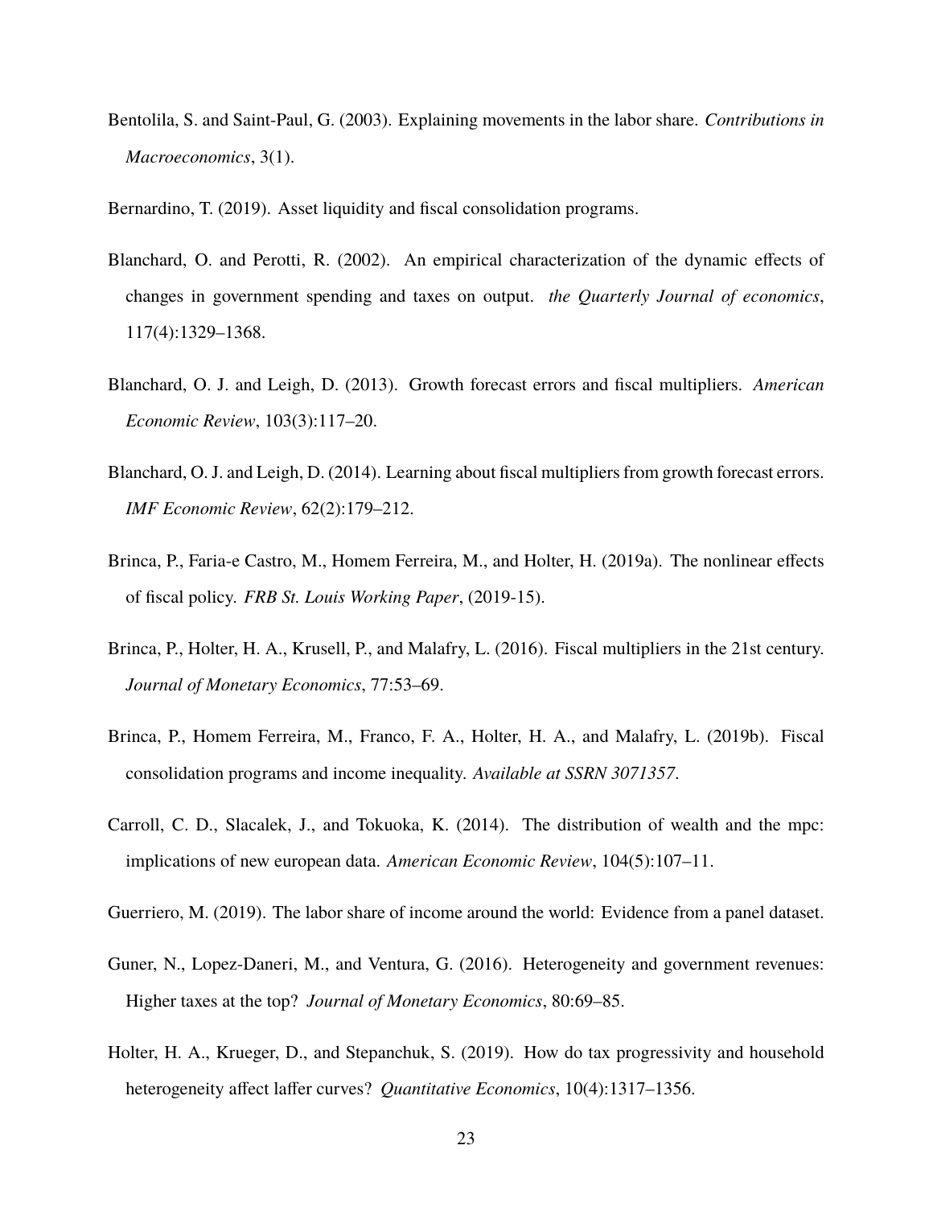Bentolila, S. and Saint-Paul, G. (2003). Explaining movements in the labor share. *Contributions in Macroeconomics*, 3(1).

Bernardino, T. (2019). Asset liquidity and fiscal consolidation programs.

Blanchard, O. and Perotti, R. (2002). An empirical characterization of the dynamic effects of changes in government spending and taxes on output. *the Quarterly Journal of economics*, 117(4):1329–1368.

Blanchard, O. J. and Leigh, D. (2013). Growth forecast errors and fiscal multipliers. *American Economic Review*, 103(3):117–20.

Blanchard, O. J. and Leigh, D. (2014). Learning about fiscal multipliers from growth forecast errors. *IMF Economic Review*, 62(2):179–212.

Brinca, P., Faria-e Castro, M., Homem Ferreira, M., and Holter, H. (2019a). The nonlinear effects of fiscal policy. *FRB St. Louis Working Paper*, (2019-15).

Brinca, P., Holter, H. A., Krusell, P., and Malafry, L. (2016). Fiscal multipliers in the 21st century. *Journal of Monetary Economics*, 77:53–69.

Brinca, P., Homem Ferreira, M., Franco, F. A., Holter, H. A., and Malafry, L. (2019b). Fiscal consolidation programs and income inequality. *Available at SSRN 3071357*.

Carroll, C. D., Slacalek, J., and Tokuoka, K. (2014). The distribution of wealth and the mpc: implications of new european data. *American Economic Review*, 104(5):107–11.

Guerriero, M. (2019). The labor share of income around the world: Evidence from a panel dataset.

Guner, N., Lopez-Daneri, M., and Ventura, G. (2016). Heterogeneity and government revenues: Higher taxes at the top? *Journal of Monetary Economics*, 80:69–85.

Holter, H. A., Krueger, D., and Stepanchuk, S. (2019). How do tax progressivity and household heterogeneity affect laffer curves? *Quantitative Economics*, 10(4):1317–1356.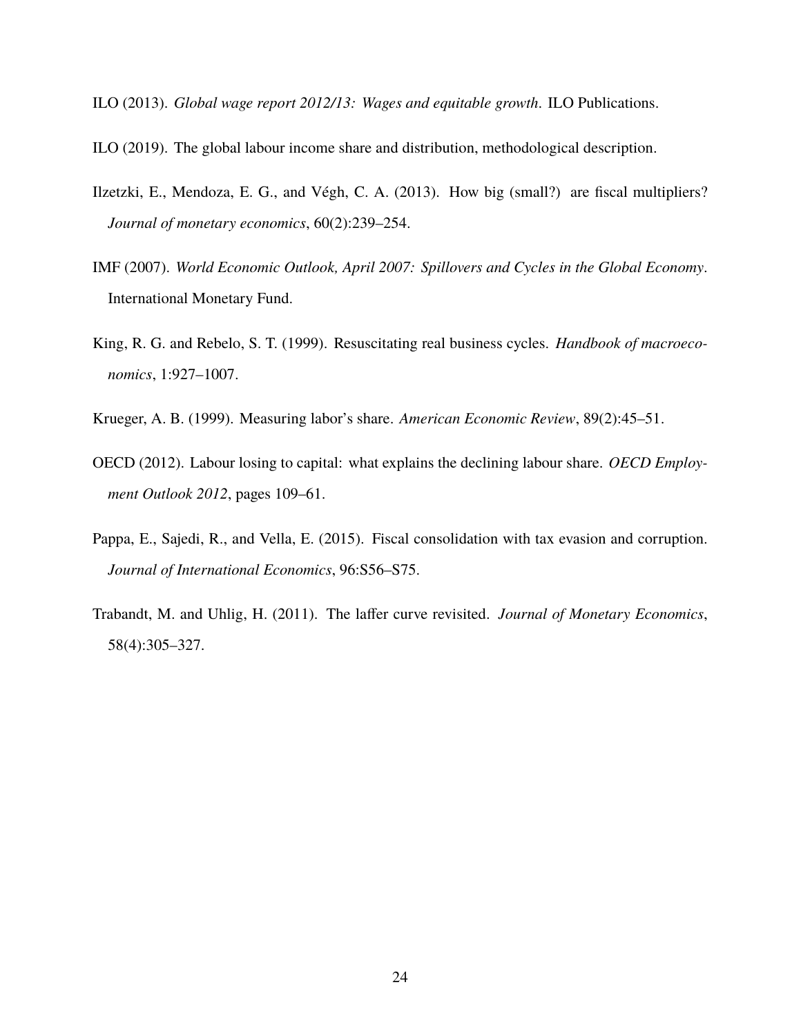ILO (2013). *Global wage report 2012/13: Wages and equitable growth.* ILO Publications.

ILO (2019). The global labour income share and distribution, methodological description.

Ilzetzki, E., Mendoza, E. G., and Végh, C. A. (2013). How big (small?) are fiscal multipliers? *Journal of monetary economics*, 60(2):239–254.

IMF (2007). *World Economic Outlook, April 2007: Spillovers and Cycles in the Global Economy*. International Monetary Fund.

King, R. G. and Rebelo, S. T. (1999). Resuscitating real business cycles. *Handbook of macroeconomics*, 1:927–1007.

Krueger, A. B. (1999). Measuring labor's share. *American Economic Review*, 89(2):45–51.

OECD (2012). Labour losing to capital: what explains the declining labour share. *OECD Employment Outlook 2012*, pages 109–61.

Pappa, E., Sajedi, R., and Vella, E. (2015). Fiscal consolidation with tax evasion and corruption. *Journal of International Economics*, 96:S56–S75.

Trabandt, M. and Uhlig, H. (2011). The laffer curve revisited. *Journal of Monetary Economics*, 58(4):305–327.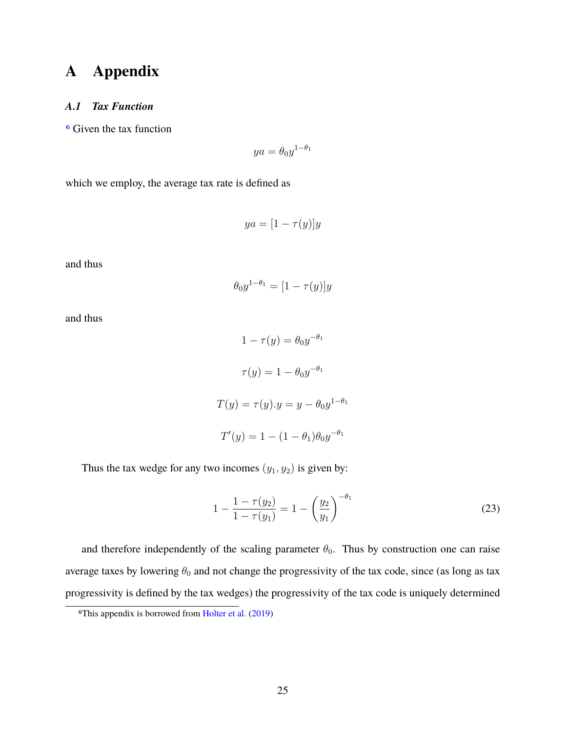# A Appendix

### *A.1 Tax Function*

[6] Given the tax function

$$ya = \theta_0 y^{1-\theta_1}$$

which we employ, the average tax rate is defined as

$$ya = [1 - \tau(y)]y$$

and thus

$$\theta_0 y^{1-\theta_1} = [1 - \tau(y)]y$$

and thus

$$1 - \tau(y) = \theta_0 y^{-\theta_1}$$

$$\tau(y) = 1 - \theta_0 y^{-\theta_1}$$

$$T(y) = \tau(y).y = y - \theta_0 y^{1-\theta_1}$$

$$T'(y) = 1 - (1 - \theta_1)\theta_0 y^{-\theta_1}$$

Thus the tax wedge for any two incomes $(y_1, y_2)$ is given by:

$$1 - \frac{1 - \tau(y_2)}{1 - \tau(y_1)} = 1 - \left(\frac{y_2}{y_1}\right)^{-\theta_1} \tag{23}$$

and therefore independently of the scaling parameter $\theta_0$. Thus by construction one can raise average taxes by lowering $\theta_0$ and not change the progressivity of the tax code, since (as long as tax progressivity is defined by the tax wedges) the progressivity of the tax code is uniquely determined

[6] This appendix is borrowed from Holter et al. (2019)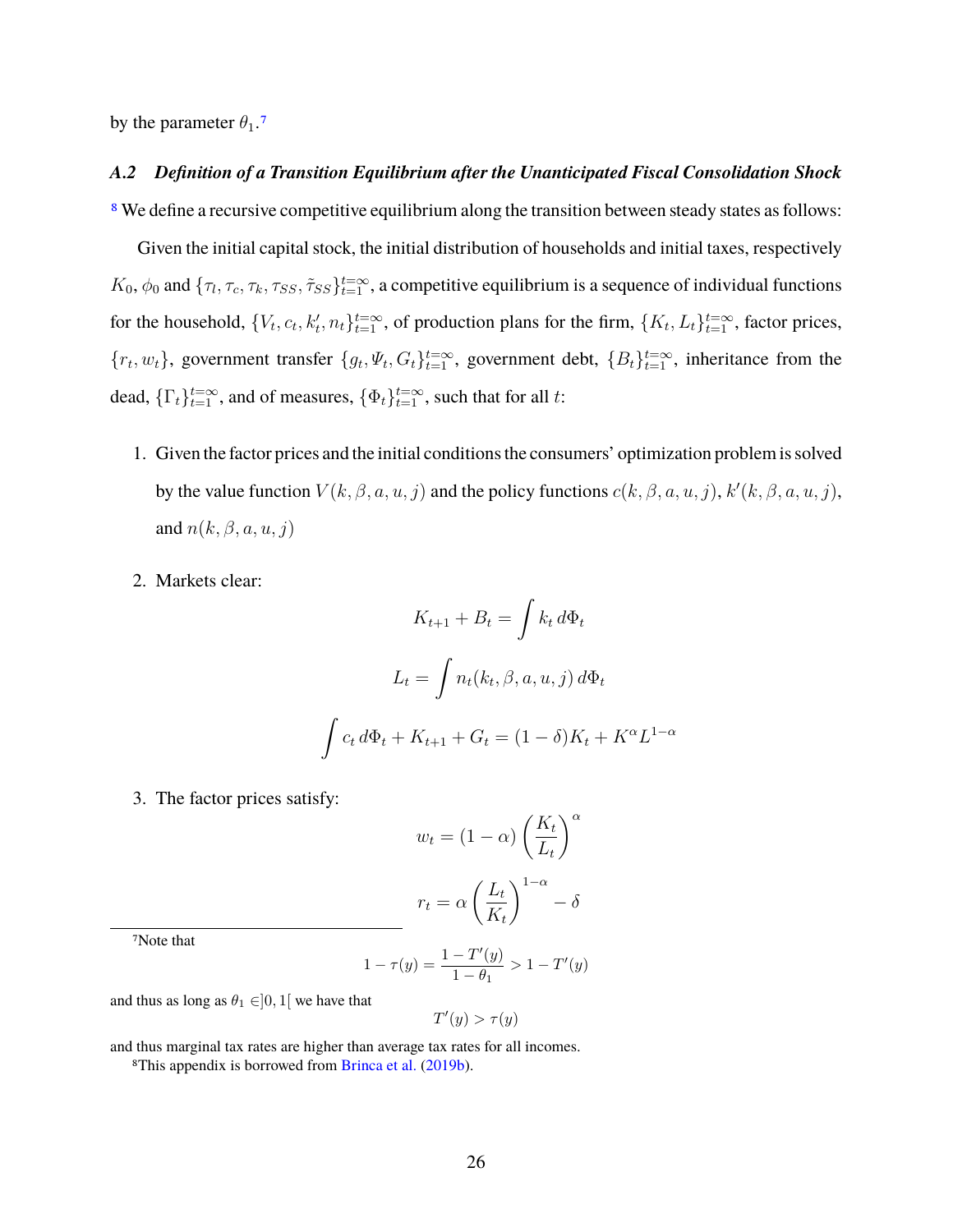by the parameter $\theta_1$.[7]

### A.2 Definition of a Transition Equilibrium after the Unanticipated Fiscal Consolidation Shock

[8] We define a recursive competitive equilibrium along the transition between steady states as follows:

Given the initial capital stock, the initial distribution of households and initial taxes, respectively $K_0$, $\phi_0$ and $\{\tau_l, \tau_c, \tau_k, \tau_{SS}, \tilde{\tau}_{SS}\}_{t=1}^{t=\infty}$, a competitive equilibrium is a sequence of individual functions for the household, $\{V_t, c_t, k_t', n_t\}_{t=1}^{t=\infty}$, of production plans for the firm, $\{K_t, L_t\}_{t=1}^{t=\infty}$, factor prices, $\{r_t, w_t\}$, government transfer $\{g_t, \Psi_t, G_t\}_{t=1}^{t=\infty}$, government debt, $\{B_t\}_{t=1}^{t=\infty}$, inheritance from the dead, $\{\Gamma_t\}_{t=1}^{t=\infty}$, and of measures, $\{\Phi_t\}_{t=1}^{t=\infty}$, such that for all $t$:

1. Given the factor prices and the initial conditions the consumers' optimization problem is solved by the value function $V(k, \beta, a, u, j)$ and the policy functions $c(k, \beta, a, u, j)$, $k'(k, \beta, a, u, j)$, and $n(k, \beta, a, u, j)$

2. Markets clear:

$$K_{t+1} + B_t = \int k_t \, d\Phi_t$$

$$L_t = \int n_t(k_t, \beta, a, u, j) \, d\Phi_t$$

$$\int c_t \, d\Phi_t + K_{t+1} + G_t = (1 - \delta)K_t + K^\alpha L^{1-\alpha}$$

3. The factor prices satisfy:

$$w_t = (1 - \alpha) \left( \frac{K_t}{L_t} \right)^\alpha$$

$$r_t = \alpha \left( \frac{L_t}{K_t} \right)^{1-\alpha} - \delta$$

[7] Note that

$$1 - \tau(y) = \frac{1 - T'(y)}{1 - \theta_1} > 1 - T'(y)$$

and thus as long as $\theta_1 \in ]0, 1[$ we have that

$$T'(y) > \tau(y)$$

and thus marginal tax rates are higher than average tax rates for all incomes.

[8] This appendix is borrowed from Brinca et al. (2019b).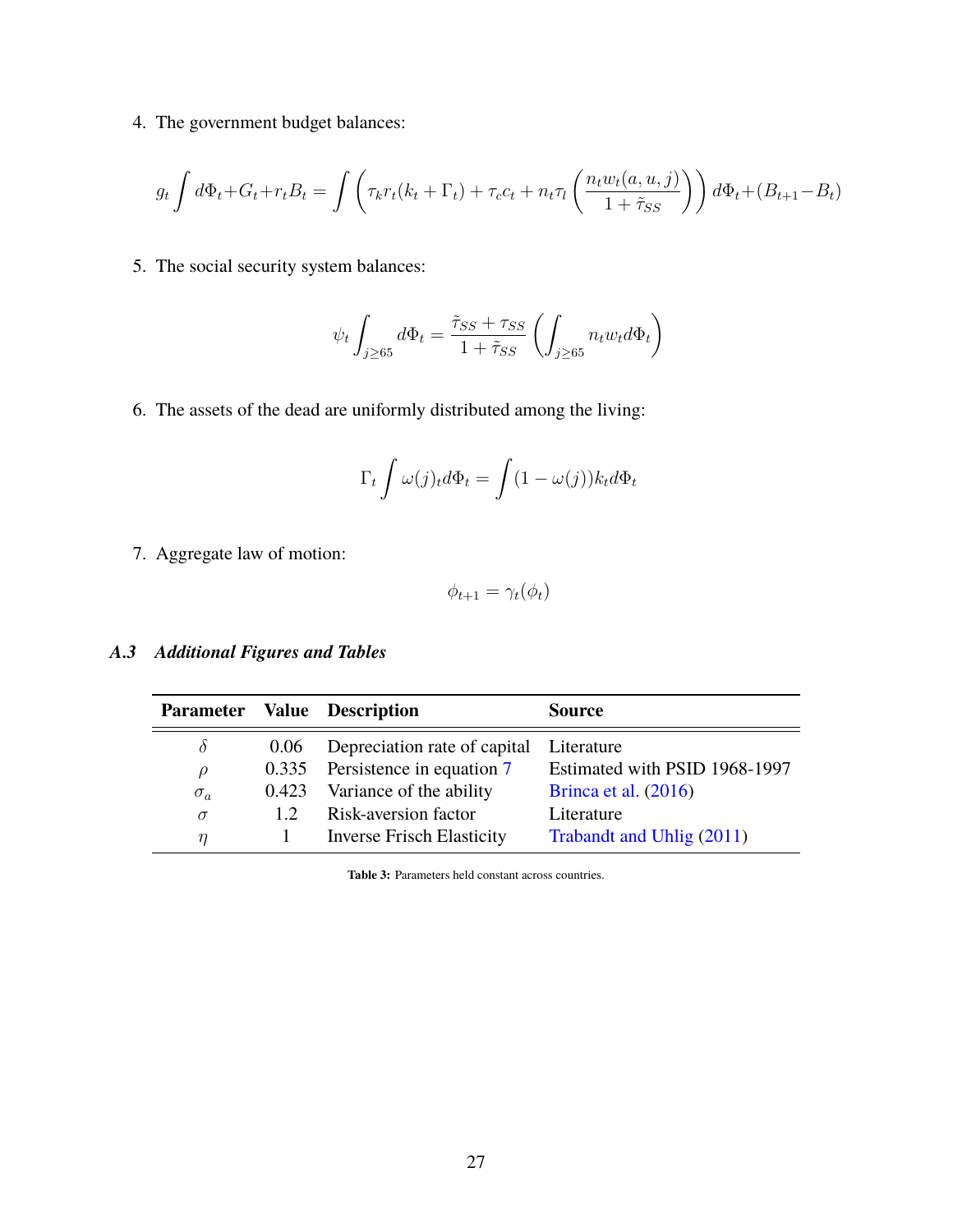4. The government budget balances:

$$g_t \int d\Phi_t + G_t + r_t B_t = \int \left( \tau_k r_t (k_t + \Gamma_t) + \tau_c c_t + n_t \tau_l \left( \frac{n_t w_t(a,u,j)}{1 + \tilde{\tau}_{SS}} \right) \right) d\Phi_t + (B_{t+1} - B_t)$$

5. The social security system balances:

$$\psi_t \int_{j \geq 65} d\Phi_t = \frac{\tilde{\tau}_{SS} + \tau_{SS}}{1 + \tilde{\tau}_{SS}} \left( \int_{j \geq 65} n_t w_t d\Phi_t \right)$$

6. The assets of the dead are uniformly distributed among the living:

$$\Gamma_t \int \omega(j)_t d\Phi_t = \int (1 - \omega(j)) k_t d\Phi_t$$

7. Aggregate law of motion:

$$\phi_{t+1} = \gamma_t(\phi_t)$$

### *A.3 Additional Figures and Tables*

| Parameter | Value | Description | Source |
|---|---|---|---|
| $\delta$ | 0.06 | Depreciation rate of capital | Literature |
| $\rho$ | 0.335 | Persistence in equation 7 | Estimated with PSID 1968-1997 |
| $\sigma_a$ | 0.423 | Variance of the ability | Brinca et al. (2016) |
| $\sigma$ | 1.2 | Risk-aversion factor | Literature |
| $\eta$ | 1 | Inverse Frisch Elasticity | Trabandt and Uhlig (2011) |

**Table 3:** Parameters held constant across countries.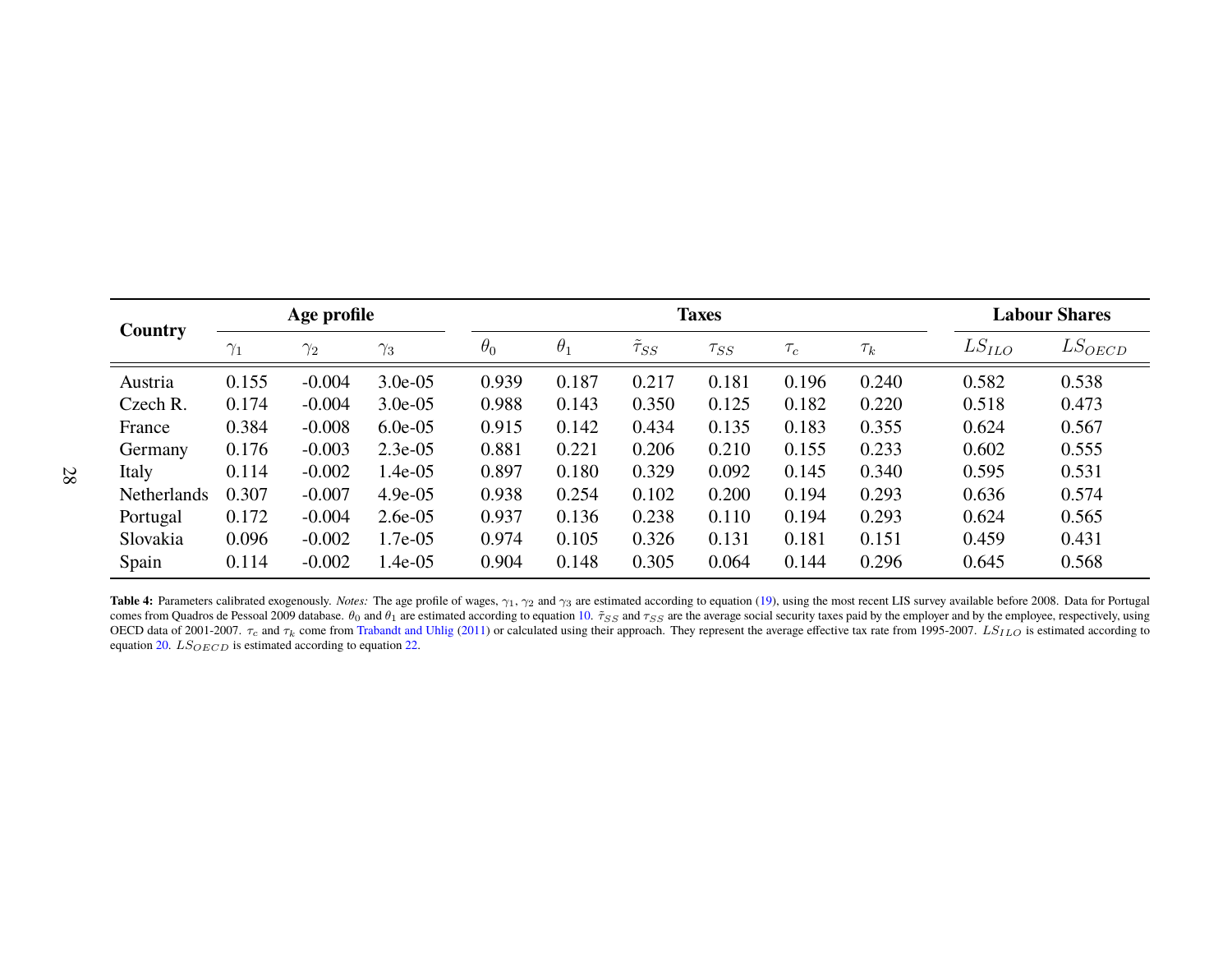| Country | Age profile | | | Taxes | | | | | | Labour Shares | |
|---|---|---|---|---|---|---|---|---|---|---|---|
| | $\gamma_1$ | $\gamma_2$ | $\gamma_3$ | $\theta_0$ | $\theta_1$ | $\tilde{\tau}_{SS}$ | $\tau_{SS}$ | $\tau_c$ | $\tau_k$ | $LS_{ILO}$ | $LS_{OECD}$ |
| Austria | 0.155 | -0.004 | 3.0e-05 | 0.939 | 0.187 | 0.217 | 0.181 | 0.196 | 0.240 | 0.582 | 0.538 |
| Czech R. | 0.174 | -0.004 | 3.0e-05 | 0.988 | 0.143 | 0.350 | 0.125 | 0.182 | 0.220 | 0.518 | 0.473 |
| France | 0.384 | -0.008 | 6.0e-05 | 0.915 | 0.142 | 0.434 | 0.135 | 0.183 | 0.355 | 0.624 | 0.567 |
| Germany | 0.176 | -0.003 | 2.3e-05 | 0.881 | 0.221 | 0.206 | 0.210 | 0.155 | 0.233 | 0.602 | 0.555 |
| Italy | 0.114 | -0.002 | 1.4e-05 | 0.897 | 0.180 | 0.329 | 0.092 | 0.145 | 0.340 | 0.595 | 0.531 |
| Netherlands | 0.307 | -0.007 | 4.9e-05 | 0.938 | 0.254 | 0.102 | 0.200 | 0.194 | 0.293 | 0.636 | 0.574 |
| Portugal | 0.172 | -0.004 | 2.6e-05 | 0.937 | 0.136 | 0.238 | 0.110 | 0.194 | 0.293 | 0.624 | 0.565 |
| Slovakia | 0.096 | -0.002 | 1.7e-05 | 0.974 | 0.105 | 0.326 | 0.131 | 0.181 | 0.151 | 0.459 | 0.431 |
| Spain | 0.114 | -0.002 | 1.4e-05 | 0.904 | 0.148 | 0.305 | 0.064 | 0.144 | 0.296 | 0.645 | 0.568 |

**Table 4:** Parameters calibrated exogenously. *Notes:* The age profile of wages, $\gamma_1$, $\gamma_2$ and $\gamma_3$ are estimated according to equation (19), using the most recent LIS survey available before 2008. Data for Portugal comes from Quadros de Pessoal 2009 database. $\theta_0$ and $\theta_1$ are estimated according to equation 10. $\tilde{\tau}_{SS}$ and $\tau_{SS}$ are the average social security taxes paid by the employer and by the employee, respectively, using OECD data of 2001-2007. $\tau_c$ and $\tau_k$ come from Trabandt and Uhlig (2011) or calculated using their approach. They represent the average effective tax rate from 1995-2007. $LS_{ILO}$ is estimated according to equation 20. $LS_{OECD}$ is estimated according to equation 22.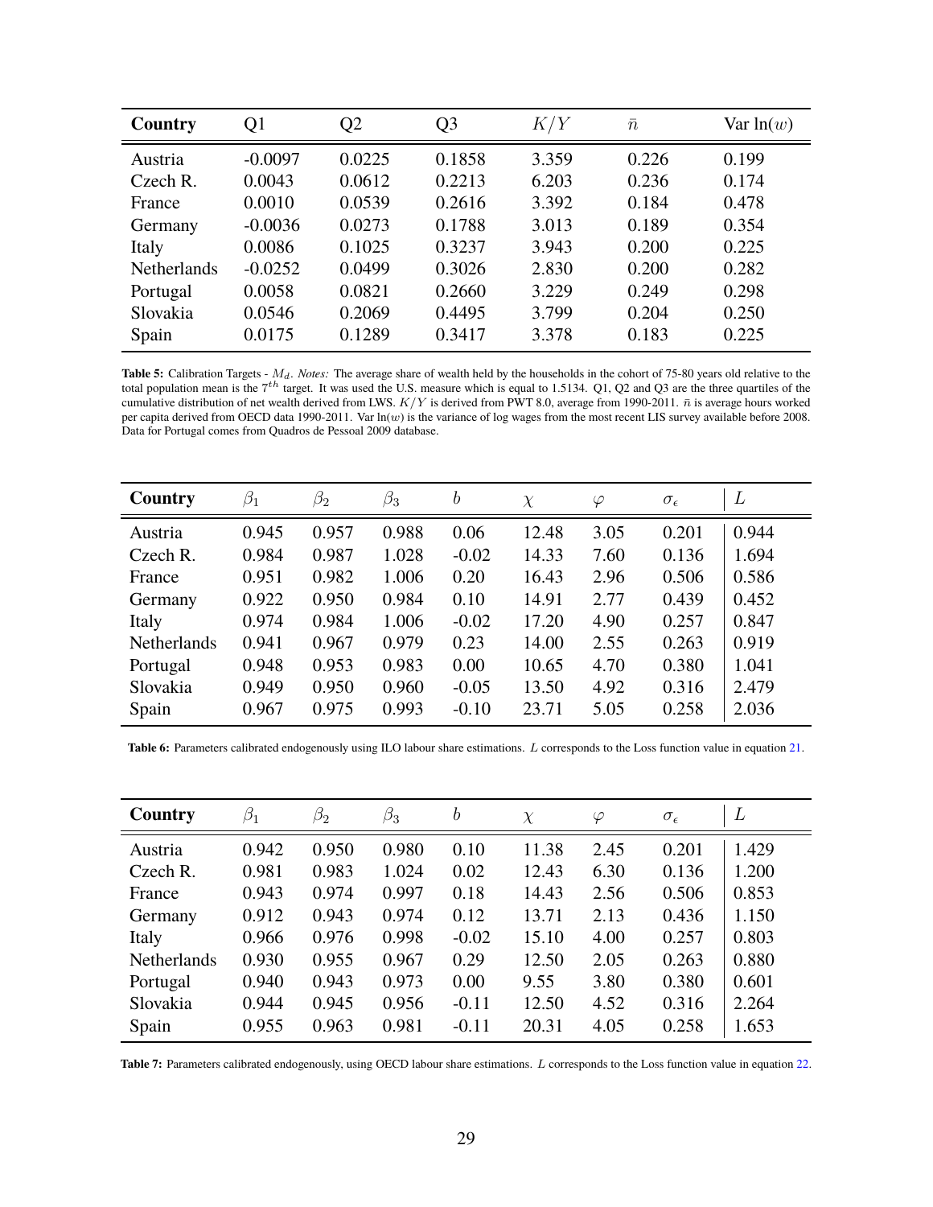| Country | Q1 | Q2 | Q3 | $K/Y$ | $\bar{n}$ | Var $\ln(w)$ |
|---|---|---|---|---|---|---|
| Austria | -0.0097 | 0.0225 | 0.1858 | 3.359 | 0.226 | 0.199 |
| Czech R. | 0.0043 | 0.0612 | 0.2213 | 6.203 | 0.236 | 0.174 |
| France | 0.0010 | 0.0539 | 0.2616 | 3.392 | 0.184 | 0.478 |
| Germany | -0.0036 | 0.0273 | 0.1788 | 3.013 | 0.189 | 0.354 |
| Italy | 0.0086 | 0.1025 | 0.3237 | 3.943 | 0.200 | 0.225 |
| Netherlands | -0.0252 | 0.0499 | 0.3026 | 2.830 | 0.200 | 0.282 |
| Portugal | 0.0058 | 0.0821 | 0.2660 | 3.229 | 0.249 | 0.298 |
| Slovakia | 0.0546 | 0.2069 | 0.4495 | 3.799 | 0.204 | 0.250 |
| Spain | 0.0175 | 0.1289 | 0.3417 | 3.378 | 0.183 | 0.225 |

**Table 5:** Calibration Targets - $M_d$. *Notes:* The average share of wealth held by the households in the cohort of 75-80 years old relative to the total population mean is the $7^{th}$ target. It was used the U.S. measure which is equal to 1.5134. Q1, Q2 and Q3 are the three quartiles of the cumulative distribution of net wealth derived from LWS. $K/Y$ is derived from PWT 8.0, average from 1990-2011. $\bar{n}$ is average hours worked per capita derived from OECD data 1990-2011. Var ln($w$) is the variance of log wages from the most recent LIS survey available before 2008. Data for Portugal comes from Quadros de Pessoal 2009 database.

| Country | $\beta_1$ | $\beta_2$ | $\beta_3$ | $b$ | $\chi$ | $\varphi$ | $\sigma_\epsilon$ | $L$ |
|---|---|---|---|---|---|---|---|---|
| Austria | 0.945 | 0.957 | 0.988 | 0.06 | 12.48 | 3.05 | 0.201 | 0.944 |
| Czech R. | 0.984 | 0.987 | 1.028 | -0.02 | 14.33 | 7.60 | 0.136 | 1.694 |
| France | 0.951 | 0.982 | 1.006 | 0.20 | 16.43 | 2.96 | 0.506 | 0.586 |
| Germany | 0.922 | 0.950 | 0.984 | 0.10 | 14.91 | 2.77 | 0.439 | 0.452 |
| Italy | 0.974 | 0.984 | 1.006 | -0.02 | 17.20 | 4.90 | 0.257 | 0.847 |
| Netherlands | 0.941 | 0.967 | 0.979 | 0.23 | 14.00 | 2.55 | 0.263 | 0.919 |
| Portugal | 0.948 | 0.953 | 0.983 | 0.00 | 10.65 | 4.70 | 0.380 | 1.041 |
| Slovakia | 0.949 | 0.950 | 0.960 | -0.05 | 13.50 | 4.92 | 0.316 | 2.479 |
| Spain | 0.967 | 0.975 | 0.993 | -0.10 | 23.71 | 5.05 | 0.258 | 2.036 |

**Table 6:** Parameters calibrated endogenously using ILO labour share estimations. $L$ corresponds to the Loss function value in equation 21.

| Country | $\beta_1$ | $\beta_2$ | $\beta_3$ | $b$ | $\chi$ | $\varphi$ | $\sigma_\epsilon$ | $L$ |
|---|---|---|---|---|---|---|---|---|
| Austria | 0.942 | 0.950 | 0.980 | 0.10 | 11.38 | 2.45 | 0.201 | 1.429 |
| Czech R. | 0.981 | 0.983 | 1.024 | 0.02 | 12.43 | 6.30 | 0.136 | 1.200 |
| France | 0.943 | 0.974 | 0.997 | 0.18 | 14.43 | 2.56 | 0.506 | 0.853 |
| Germany | 0.912 | 0.943 | 0.974 | 0.12 | 13.71 | 2.13 | 0.436 | 1.150 |
| Italy | 0.966 | 0.976 | 0.998 | -0.02 | 15.10 | 4.00 | 0.257 | 0.803 |
| Netherlands | 0.930 | 0.955 | 0.967 | 0.29 | 12.50 | 2.05 | 0.263 | 0.880 |
| Portugal | 0.940 | 0.943 | 0.973 | 0.00 | 9.55 | 3.80 | 0.380 | 0.601 |
| Slovakia | 0.944 | 0.945 | 0.956 | -0.11 | 12.50 | 4.52 | 0.316 | 2.264 |
| Spain | 0.955 | 0.963 | 0.981 | -0.11 | 20.31 | 4.05 | 0.258 | 1.653 |

**Table 7:** Parameters calibrated endogenously, using OECD labour share estimations. $L$ corresponds to the Loss function value in equation 22.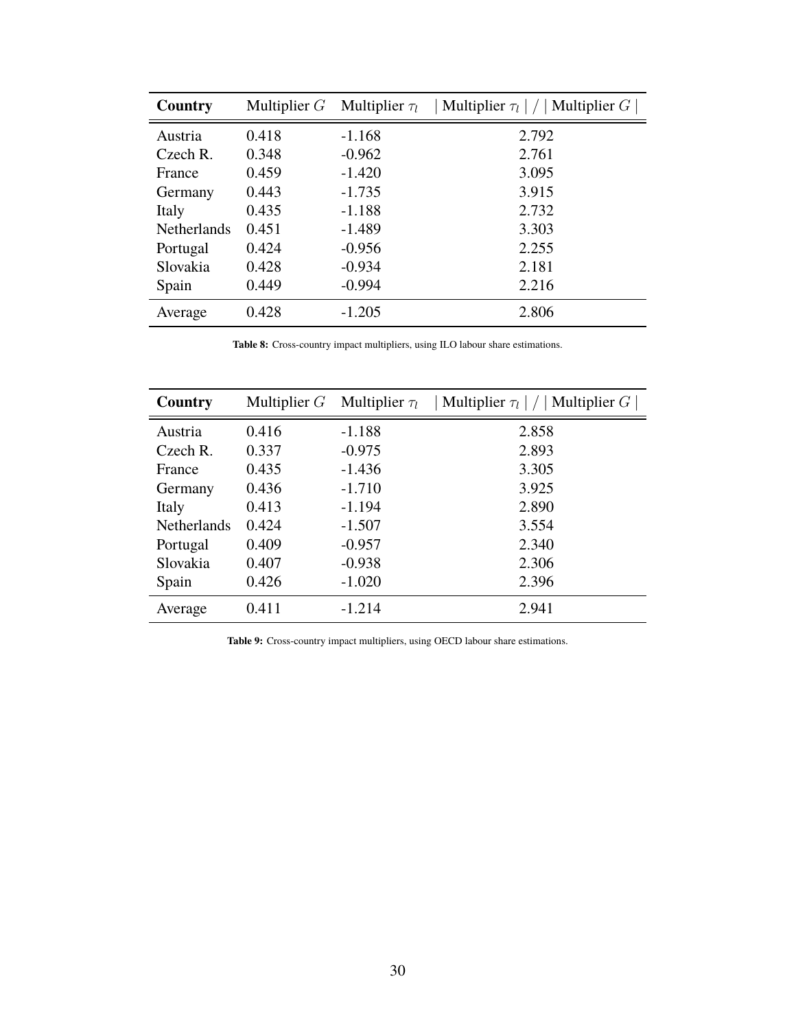| **Country** | Multiplier $G$ | Multiplier $\tau_l$ | $\mid$ Multiplier $\tau_l \mid / \mid$ Multiplier $G \mid$ |
|---|---|---|---|
| Austria | 0.418 | -1.168 | 2.792 |
| Czech R. | 0.348 | -0.962 | 2.761 |
| France | 0.459 | -1.420 | 3.095 |
| Germany | 0.443 | -1.735 | 3.915 |
| Italy | 0.435 | -1.188 | 2.732 |
| Netherlands | 0.451 | -1.489 | 3.303 |
| Portugal | 0.424 | -0.956 | 2.255 |
| Slovakia | 0.428 | -0.934 | 2.181 |
| Spain | 0.449 | -0.994 | 2.216 |
| Average | 0.428 | -1.205 | 2.806 |

**Table 8:** Cross-country impact multipliers, using ILO labour share estimations.

| **Country** | Multiplier $G$ | Multiplier $\tau_l$ | $\mid$ Multiplier $\tau_l \mid / \mid$ Multiplier $G \mid$ |
|---|---|---|---|
| Austria | 0.416 | -1.188 | 2.858 |
| Czech R. | 0.337 | -0.975 | 2.893 |
| France | 0.435 | -1.436 | 3.305 |
| Germany | 0.436 | -1.710 | 3.925 |
| Italy | 0.413 | -1.194 | 2.890 |
| Netherlands | 0.424 | -1.507 | 3.554 |
| Portugal | 0.409 | -0.957 | 2.340 |
| Slovakia | 0.407 | -0.938 | 2.306 |
| Spain | 0.426 | -1.020 | 2.396 |
| Average | 0.411 | -1.214 | 2.941 |

**Table 9:** Cross-country impact multipliers, using OECD labour share estimations.